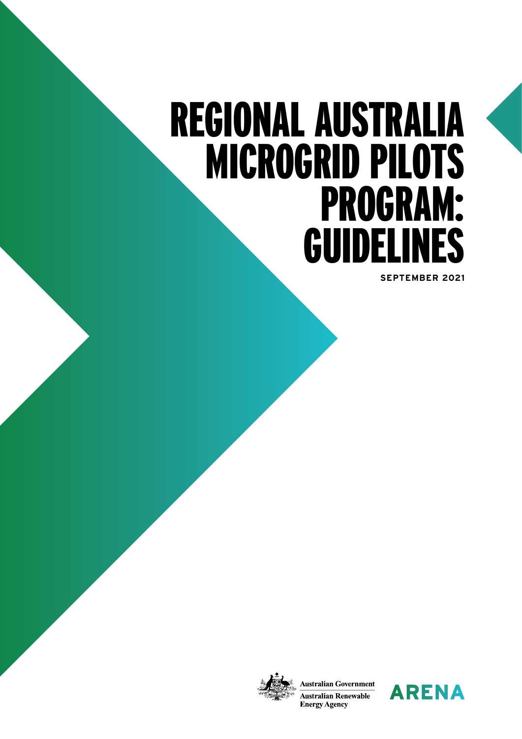# REGIONAL AUSTRALIA MICROGRID PILOTS PROGRAM: GUIDELINES

**SEPTEMBER 2021**

Australian Government
Australian Renewable Energy Agency

ARENA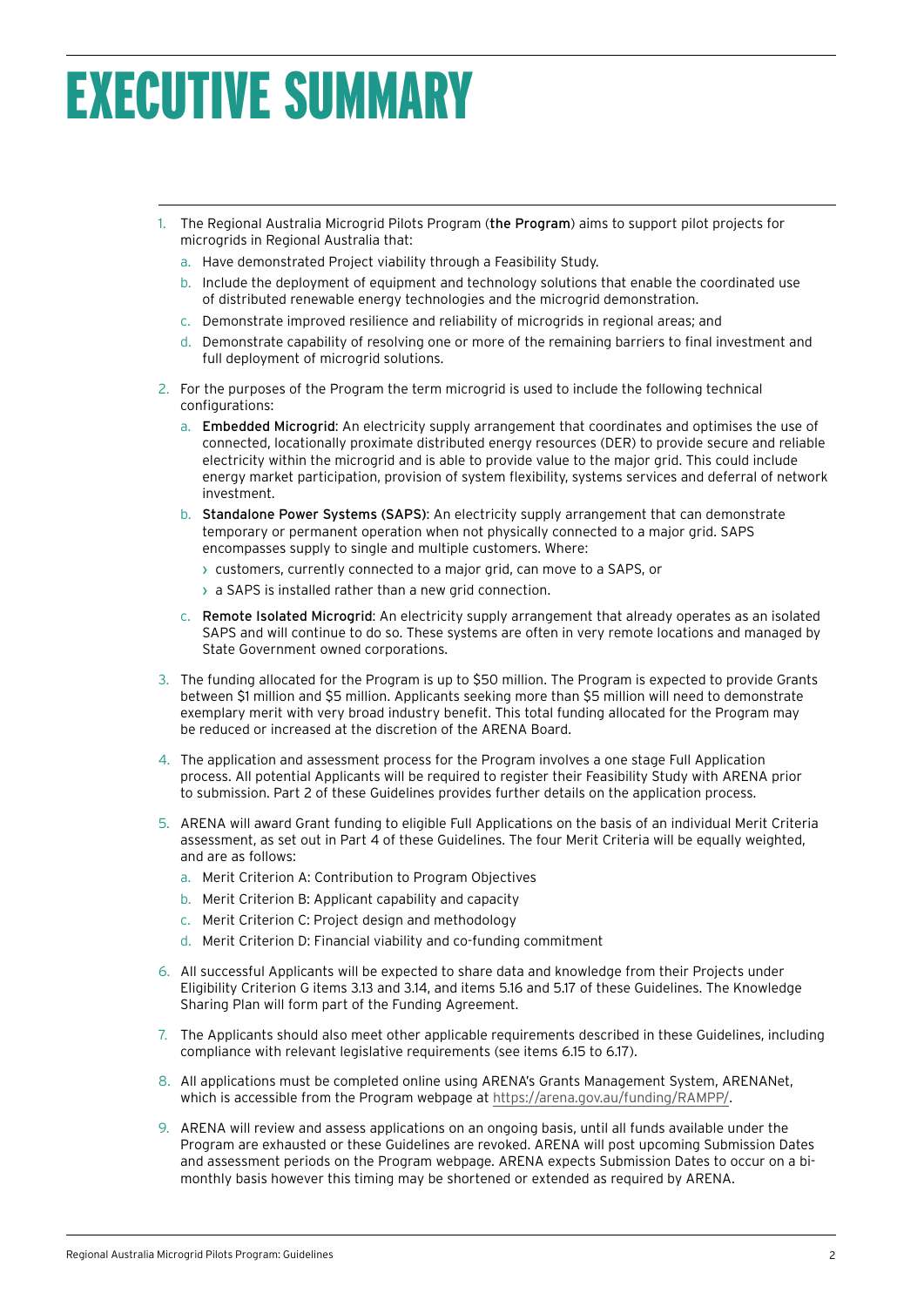# EXECUTIVE SUMMARY

1. The Regional Australia Microgrid Pilots Program (**the Program**) aims to support pilot projects for microgrids in Regional Australia that:
   a. Have demonstrated Project viability through a Feasibility Study.
   b. Include the deployment of equipment and technology solutions that enable the coordinated use of distributed renewable energy technologies and the microgrid demonstration.
   c. Demonstrate improved resilience and reliability of microgrids in regional areas; and
   d. Demonstrate capability of resolving one or more of the remaining barriers to final investment and full deployment of microgrid solutions.
2. For the purposes of the Program the term microgrid is used to include the following technical configurations:
   a. **Embedded Microgrid**: An electricity supply arrangement that coordinates and optimises the use of connected, locationally proximate distributed energy resources (DER) to provide secure and reliable electricity within the microgrid and is able to provide value to the major grid. This could include energy market participation, provision of system flexibility, systems services and deferral of network investment.
   b. **Standalone Power Systems (SAPS)**: An electricity supply arrangement that can demonstrate temporary or permanent operation when not physically connected to a major grid. SAPS encompasses supply to single and multiple customers. Where:
      - customers, currently connected to a major grid, can move to a SAPS, or
      - a SAPS is installed rather than a new grid connection.
   c. **Remote Isolated Microgrid**: An electricity supply arrangement that already operates as an isolated SAPS and will continue to do so. These systems are often in very remote locations and managed by State Government owned corporations.
3. The funding allocated for the Program is up to $50 million. The Program is expected to provide Grants between $1 million and $5 million. Applicants seeking more than $5 million will need to demonstrate exemplary merit with very broad industry benefit. This total funding allocated for the Program may be reduced or increased at the discretion of the ARENA Board.
4. The application and assessment process for the Program involves a one stage Full Application process. All potential Applicants will be required to register their Feasibility Study with ARENA prior to submission. Part 2 of these Guidelines provides further details on the application process.
5. ARENA will award Grant funding to eligible Full Applications on the basis of an individual Merit Criteria assessment, as set out in Part 4 of these Guidelines. The four Merit Criteria will be equally weighted, and are as follows:
   a. Merit Criterion A: Contribution to Program Objectives
   b. Merit Criterion B: Applicant capability and capacity
   c. Merit Criterion C: Project design and methodology
   d. Merit Criterion D: Financial viability and co-funding commitment
6. All successful Applicants will be expected to share data and knowledge from their Projects under Eligibility Criterion G items 3.13 and 3.14, and items 5.16 and 5.17 of these Guidelines. The Knowledge Sharing Plan will form part of the Funding Agreement.
7. The Applicants should also meet other applicable requirements described in these Guidelines, including compliance with relevant legislative requirements (see items 6.15 to 6.17).
8. All applications must be completed online using ARENA's Grants Management System, ARENANet, which is accessible from the Program webpage at https://arena.gov.au/funding/RAMPP/.
9. ARENA will review and assess applications on an ongoing basis, until all funds available under the Program are exhausted or these Guidelines are revoked. ARENA will post upcoming Submission Dates and assessment periods on the Program webpage. ARENA expects Submission Dates to occur on a bi-monthly basis however this timing may be shortened or extended as required by ARENA.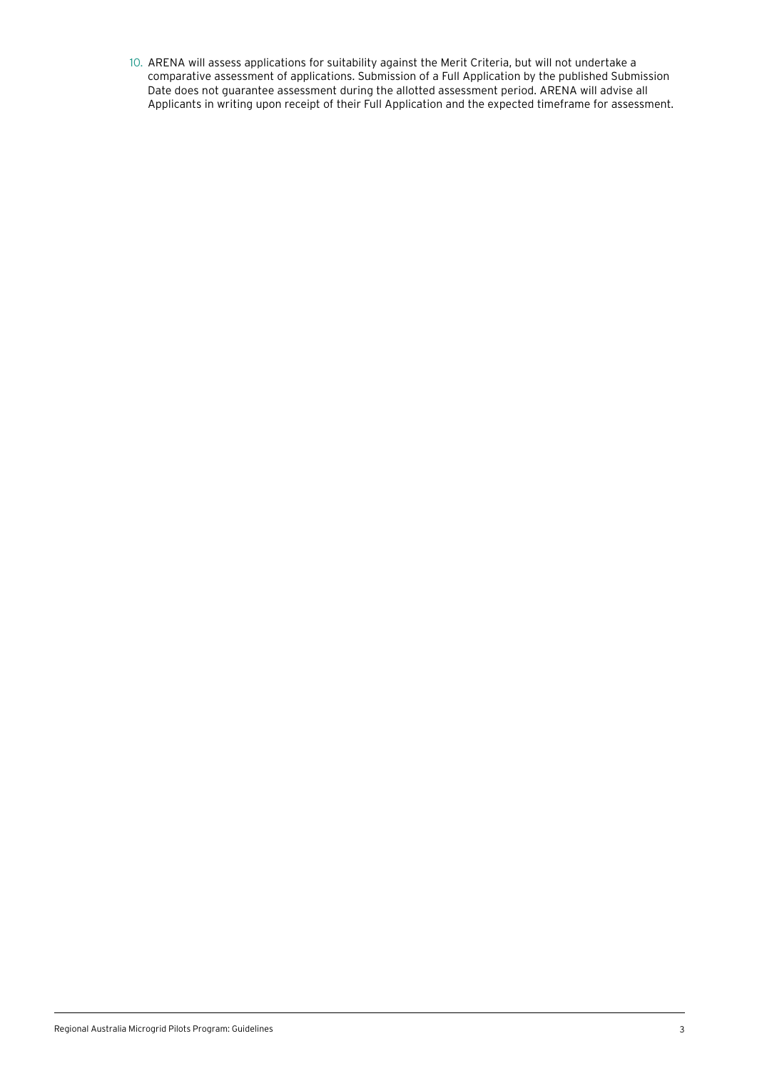10. ARENA will assess applications for suitability against the Merit Criteria, but will not undertake a comparative assessment of applications. Submission of a Full Application by the published Submission Date does not guarantee assessment during the allotted assessment period. ARENA will advise all Applicants in writing upon receipt of their Full Application and the expected timeframe for assessment.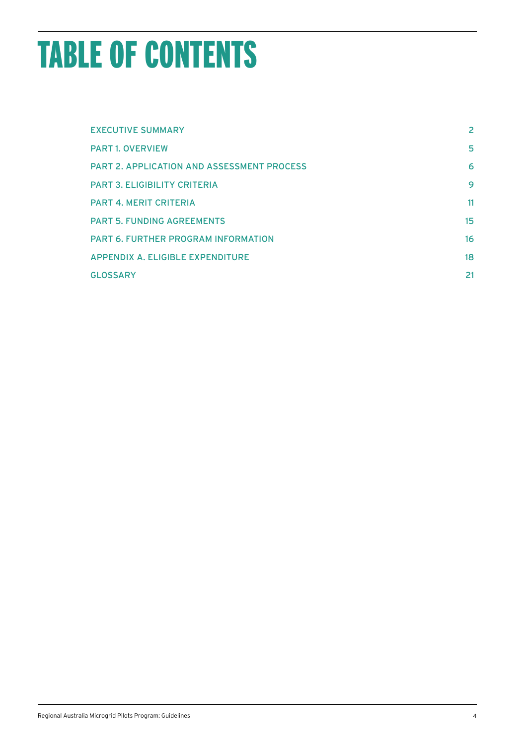# TABLE OF CONTENTS

| | |
|---|---|
| EXECUTIVE SUMMARY | 2 |
| PART 1. OVERVIEW | 5 |
| PART 2. APPLICATION AND ASSESSMENT PROCESS | 6 |
| PART 3. ELIGIBILITY CRITERIA | 9 |
| PART 4. MERIT CRITERIA | 11 |
| PART 5. FUNDING AGREEMENTS | 15 |
| PART 6. FURTHER PROGRAM INFORMATION | 16 |
| APPENDIX A. ELIGIBLE EXPENDITURE | 18 |
| GLOSSARY | 21 |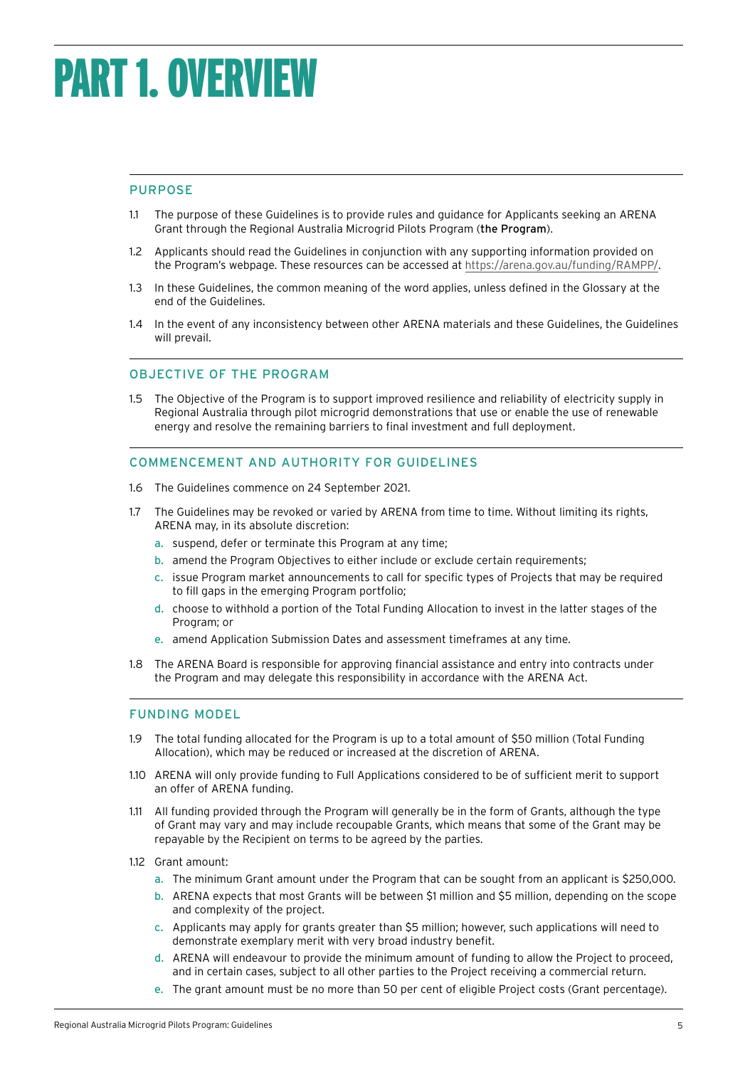# PART 1. OVERVIEW

## PURPOSE

1.1 The purpose of these Guidelines is to provide rules and guidance for Applicants seeking an ARENA Grant through the Regional Australia Microgrid Pilots Program (**the Program**).

1.2 Applicants should read the Guidelines in conjunction with any supporting information provided on the Program's webpage. These resources can be accessed at https://arena.gov.au/funding/RAMPP/.

1.3 In these Guidelines, the common meaning of the word applies, unless defined in the Glossary at the end of the Guidelines.

1.4 In the event of any inconsistency between other ARENA materials and these Guidelines, the Guidelines will prevail.

## OBJECTIVE OF THE PROGRAM

1.5 The Objective of the Program is to support improved resilience and reliability of electricity supply in Regional Australia through pilot microgrid demonstrations that use or enable the use of renewable energy and resolve the remaining barriers to final investment and full deployment.

## COMMENCEMENT AND AUTHORITY FOR GUIDELINES

1.6 The Guidelines commence on 24 September 2021.

1.7 The Guidelines may be revoked or varied by ARENA from time to time. Without limiting its rights, ARENA may, in its absolute discretion:

a. suspend, defer or terminate this Program at any time;

b. amend the Program Objectives to either include or exclude certain requirements;

c. issue Program market announcements to call for specific types of Projects that may be required to fill gaps in the emerging Program portfolio;

d. choose to withhold a portion of the Total Funding Allocation to invest in the latter stages of the Program; or

e. amend Application Submission Dates and assessment timeframes at any time.

1.8 The ARENA Board is responsible for approving financial assistance and entry into contracts under the Program and may delegate this responsibility in accordance with the ARENA Act.

## FUNDING MODEL

1.9 The total funding allocated for the Program is up to a total amount of $50 million (Total Funding Allocation), which may be reduced or increased at the discretion of ARENA.

1.10 ARENA will only provide funding to Full Applications considered to be of sufficient merit to support an offer of ARENA funding.

1.11 All funding provided through the Program will generally be in the form of Grants, although the type of Grant may vary and may include recoupable Grants, which means that some of the Grant may be repayable by the Recipient on terms to be agreed by the parties.

1.12 Grant amount:

a. The minimum Grant amount under the Program that can be sought from an applicant is $250,000.

b. ARENA expects that most Grants will be between $1 million and $5 million, depending on the scope and complexity of the project.

c. Applicants may apply for grants greater than $5 million; however, such applications will need to demonstrate exemplary merit with very broad industry benefit.

d. ARENA will endeavour to provide the minimum amount of funding to allow the Project to proceed, and in certain cases, subject to all other parties to the Project receiving a commercial return.

e. The grant amount must be no more than 50 per cent of eligible Project costs (Grant percentage).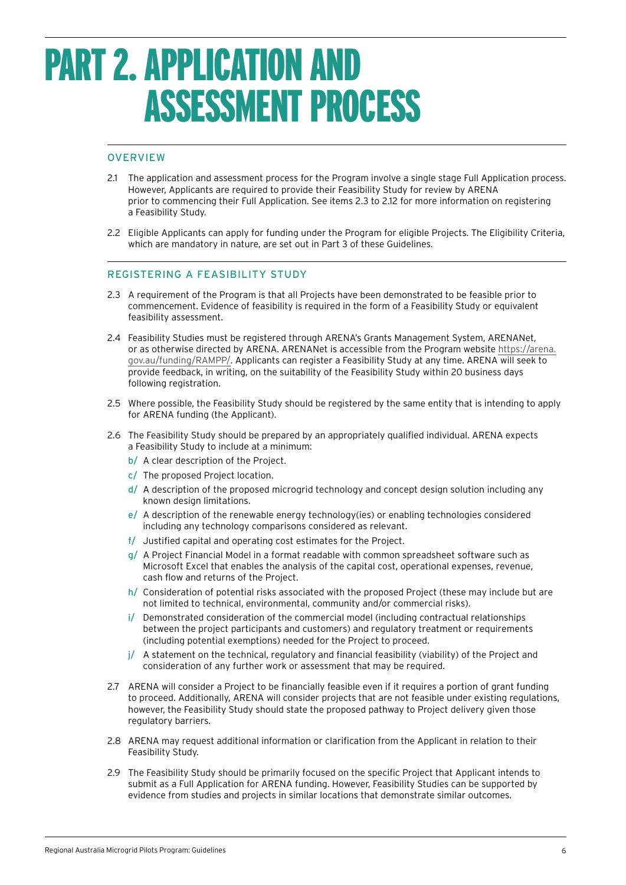# PART 2. APPLICATION AND ASSESSMENT PROCESS

## OVERVIEW

2.1 The application and assessment process for the Program involve a single stage Full Application process. However, Applicants are required to provide their Feasibility Study for review by ARENA prior to commencing their Full Application. See items 2.3 to 2.12 for more information on registering a Feasibility Study.

2.2 Eligible Applicants can apply for funding under the Program for eligible Projects. The Eligibility Criteria, which are mandatory in nature, are set out in Part 3 of these Guidelines.

## REGISTERING A FEASIBILITY STUDY

2.3 A requirement of the Program is that all Projects have been demonstrated to be feasible prior to commencement. Evidence of feasibility is required in the form of a Feasibility Study or equivalent feasibility assessment.

2.4 Feasibility Studies must be registered through ARENA's Grants Management System, ARENANet, or as otherwise directed by ARENA. ARENANet is accessible from the Program website https://arena.gov.au/funding/RAMPP/. Applicants can register a Feasibility Study at any time. ARENA will seek to provide feedback, in writing, on the suitability of the Feasibility Study within 20 business days following registration.

2.5 Where possible, the Feasibility Study should be registered by the same entity that is intending to apply for ARENA funding (the Applicant).

2.6 The Feasibility Study should be prepared by an appropriately qualified individual. ARENA expects a Feasibility Study to include at a minimum:

- b/ A clear description of the Project.
- c/ The proposed Project location.
- d/ A description of the proposed microgrid technology and concept design solution including any known design limitations.
- e/ A description of the renewable energy technology(ies) or enabling technologies considered including any technology comparisons considered as relevant.
- f/ Justified capital and operating cost estimates for the Project.
- g/ A Project Financial Model in a format readable with common spreadsheet software such as Microsoft Excel that enables the analysis of the capital cost, operational expenses, revenue, cash flow and returns of the Project.
- h/ Consideration of potential risks associated with the proposed Project (these may include but are not limited to technical, environmental, community and/or commercial risks).
- i/ Demonstrated consideration of the commercial model (including contractual relationships between the project participants and customers) and regulatory treatment or requirements (including potential exemptions) needed for the Project to proceed.
- j/ A statement on the technical, regulatory and financial feasibility (viability) of the Project and consideration of any further work or assessment that may be required.

2.7 ARENA will consider a Project to be financially feasible even if it requires a portion of grant funding to proceed. Additionally, ARENA will consider projects that are not feasible under existing regulations, however, the Feasibility Study should state the proposed pathway to Project delivery given those regulatory barriers.

2.8 ARENA may request additional information or clarification from the Applicant in relation to their Feasibility Study.

2.9 The Feasibility Study should be primarily focused on the specific Project that Applicant intends to submit as a Full Application for ARENA funding. However, Feasibility Studies can be supported by evidence from studies and projects in similar locations that demonstrate similar outcomes.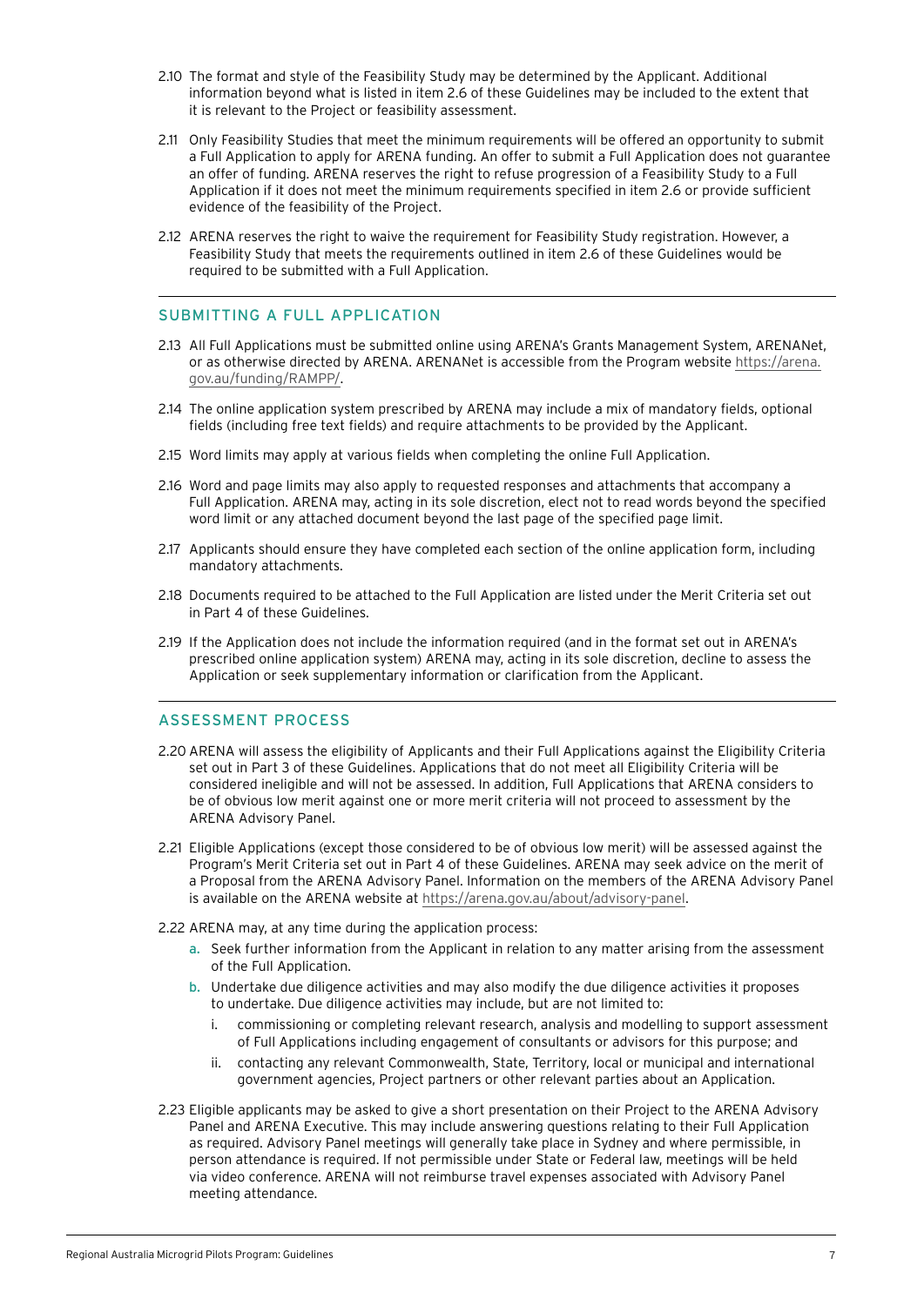2.10 The format and style of the Feasibility Study may be determined by the Applicant. Additional information beyond what is listed in item 2.6 of these Guidelines may be included to the extent that it is relevant to the Project or feasibility assessment.

2.11 Only Feasibility Studies that meet the minimum requirements will be offered an opportunity to submit a Full Application to apply for ARENA funding. An offer to submit a Full Application does not guarantee an offer of funding. ARENA reserves the right to refuse progression of a Feasibility Study to a Full Application if it does not meet the minimum requirements specified in item 2.6 or provide sufficient evidence of the feasibility of the Project.

2.12 ARENA reserves the right to waive the requirement for Feasibility Study registration. However, a Feasibility Study that meets the requirements outlined in item 2.6 of these Guidelines would be required to be submitted with a Full Application.

## SUBMITTING A FULL APPLICATION

2.13 All Full Applications must be submitted online using ARENA's Grants Management System, ARENANet, or as otherwise directed by ARENA. ARENANet is accessible from the Program website https://arena.gov.au/funding/RAMPP/.

2.14 The online application system prescribed by ARENA may include a mix of mandatory fields, optional fields (including free text fields) and require attachments to be provided by the Applicant.

2.15 Word limits may apply at various fields when completing the online Full Application.

2.16 Word and page limits may also apply to requested responses and attachments that accompany a Full Application. ARENA may, acting in its sole discretion, elect not to read words beyond the specified word limit or any attached document beyond the last page of the specified page limit.

2.17 Applicants should ensure they have completed each section of the online application form, including mandatory attachments.

2.18 Documents required to be attached to the Full Application are listed under the Merit Criteria set out in Part 4 of these Guidelines.

2.19 If the Application does not include the information required (and in the format set out in ARENA's prescribed online application system) ARENA may, acting in its sole discretion, decline to assess the Application or seek supplementary information or clarification from the Applicant.

## ASSESSMENT PROCESS

2.20 ARENA will assess the eligibility of Applicants and their Full Applications against the Eligibility Criteria set out in Part 3 of these Guidelines. Applications that do not meet all Eligibility Criteria will be considered ineligible and will not be assessed. In addition, Full Applications that ARENA considers to be of obvious low merit against one or more merit criteria will not proceed to assessment by the ARENA Advisory Panel.

2.21 Eligible Applications (except those considered to be of obvious low merit) will be assessed against the Program's Merit Criteria set out in Part 4 of these Guidelines. ARENA may seek advice on the merit of a Proposal from the ARENA Advisory Panel. Information on the members of the ARENA Advisory Panel is available on the ARENA website at https://arena.gov.au/about/advisory-panel.

2.22 ARENA may, at any time during the application process:

a. Seek further information from the Applicant in relation to any matter arising from the assessment of the Full Application.
b. Undertake due diligence activities and may also modify the due diligence activities it proposes to undertake. Due diligence activities may include, but are not limited to:
   i. commissioning or completing relevant research, analysis and modelling to support assessment of Full Applications including engagement of consultants or advisors for this purpose; and
   ii. contacting any relevant Commonwealth, State, Territory, local or municipal and international government agencies, Project partners or other relevant parties about an Application.

2.23 Eligible applicants may be asked to give a short presentation on their Project to the ARENA Advisory Panel and ARENA Executive. This may include answering questions relating to their Full Application as required. Advisory Panel meetings will generally take place in Sydney and where permissible, in person attendance is required. If not permissible under State or Federal law, meetings will be held via video conference. ARENA will not reimburse travel expenses associated with Advisory Panel meeting attendance.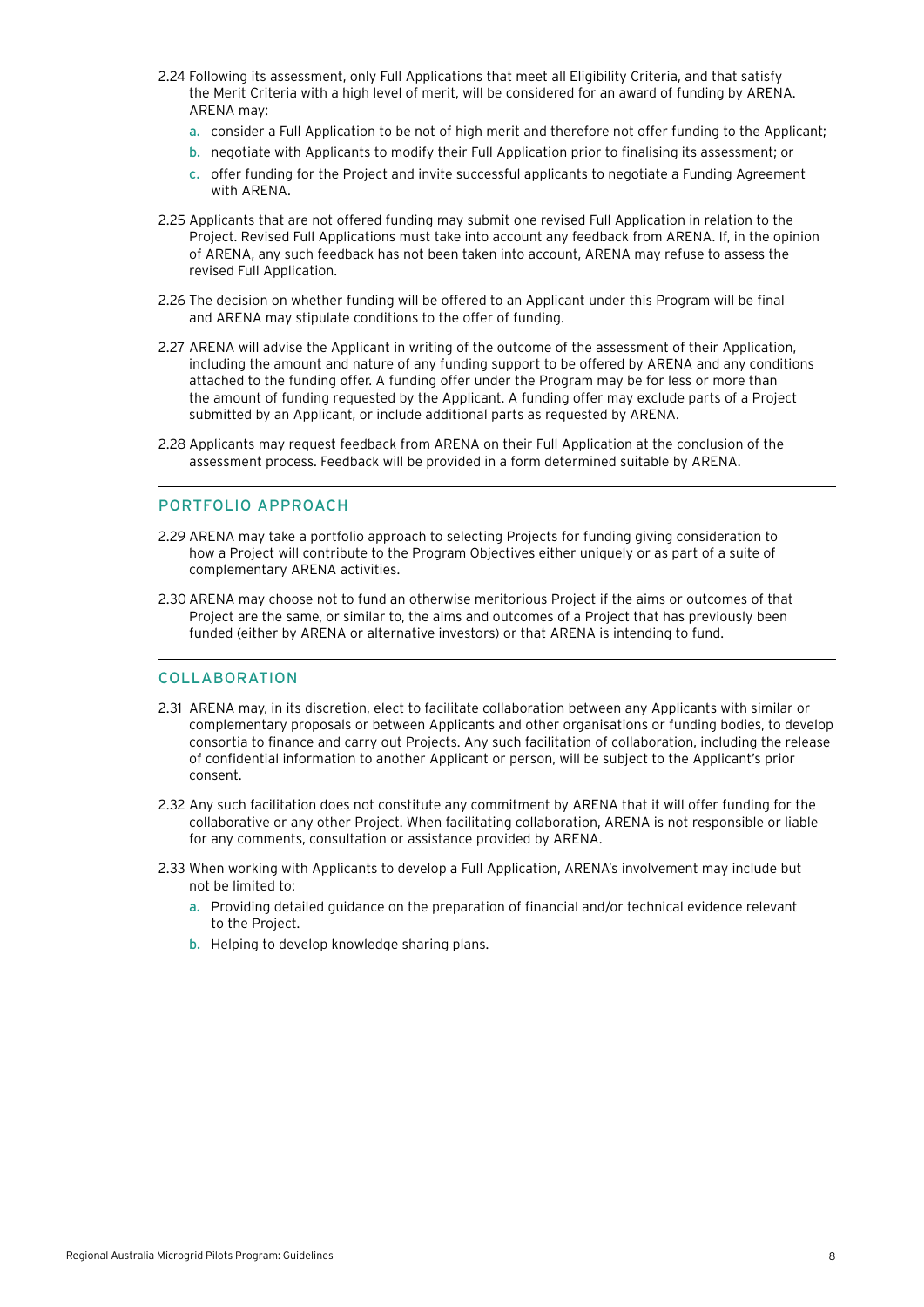2.24 Following its assessment, only Full Applications that meet all Eligibility Criteria, and that satisfy the Merit Criteria with a high level of merit, will be considered for an award of funding by ARENA. ARENA may:

a. consider a Full Application to be not of high merit and therefore not offer funding to the Applicant;

b. negotiate with Applicants to modify their Full Application prior to finalising its assessment; or

c. offer funding for the Project and invite successful applicants to negotiate a Funding Agreement with ARENA.

2.25 Applicants that are not offered funding may submit one revised Full Application in relation to the Project. Revised Full Applications must take into account any feedback from ARENA. If, in the opinion of ARENA, any such feedback has not been taken into account, ARENA may refuse to assess the revised Full Application.

2.26 The decision on whether funding will be offered to an Applicant under this Program will be final and ARENA may stipulate conditions to the offer of funding.

2.27 ARENA will advise the Applicant in writing of the outcome of the assessment of their Application, including the amount and nature of any funding support to be offered by ARENA and any conditions attached to the funding offer. A funding offer under the Program may be for less or more than the amount of funding requested by the Applicant. A funding offer may exclude parts of a Project submitted by an Applicant, or include additional parts as requested by ARENA.

2.28 Applicants may request feedback from ARENA on their Full Application at the conclusion of the assessment process. Feedback will be provided in a form determined suitable by ARENA.

## PORTFOLIO APPROACH

2.29 ARENA may take a portfolio approach to selecting Projects for funding giving consideration to how a Project will contribute to the Program Objectives either uniquely or as part of a suite of complementary ARENA activities.

2.30 ARENA may choose not to fund an otherwise meritorious Project if the aims or outcomes of that Project are the same, or similar to, the aims and outcomes of a Project that has previously been funded (either by ARENA or alternative investors) or that ARENA is intending to fund.

## COLLABORATION

2.31 ARENA may, in its discretion, elect to facilitate collaboration between any Applicants with similar or complementary proposals or between Applicants and other organisations or funding bodies, to develop consortia to finance and carry out Projects. Any such facilitation of collaboration, including the release of confidential information to another Applicant or person, will be subject to the Applicant's prior consent.

2.32 Any such facilitation does not constitute any commitment by ARENA that it will offer funding for the collaborative or any other Project. When facilitating collaboration, ARENA is not responsible or liable for any comments, consultation or assistance provided by ARENA.

2.33 When working with Applicants to develop a Full Application, ARENA's involvement may include but not be limited to:

a. Providing detailed guidance on the preparation of financial and/or technical evidence relevant to the Project.

b. Helping to develop knowledge sharing plans.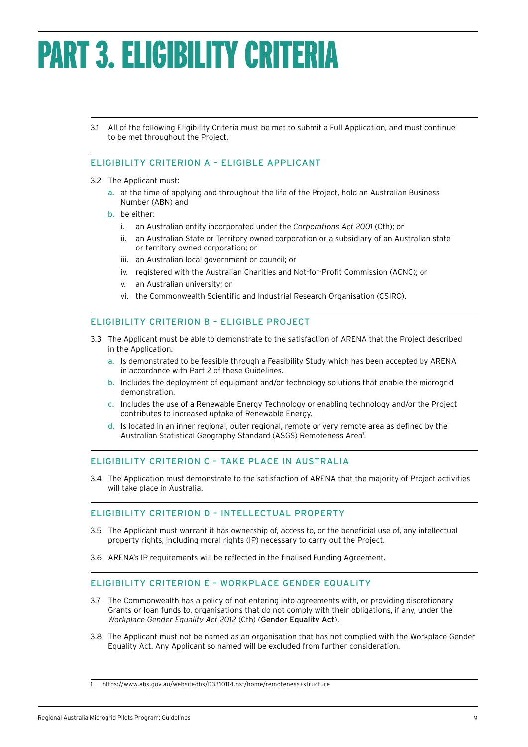# PART 3. ELIGIBILITY CRITERIA

3.1 All of the following Eligibility Criteria must be met to submit a Full Application, and must continue to be met throughout the Project.

## ELIGIBILITY CRITERION A – ELIGIBLE APPLICANT

3.2 The Applicant must:

a. at the time of applying and throughout the life of the Project, hold an Australian Business Number (ABN) and

b. be either:

   i. an Australian entity incorporated under the *Corporations Act 2001* (Cth); or

   ii. an Australian State or Territory owned corporation or a subsidiary of an Australian state or territory owned corporation; or

   iii. an Australian local government or council; or

   iv. registered with the Australian Charities and Not-for-Profit Commission (ACNC); or

   v. an Australian university; or

   vi. the Commonwealth Scientific and Industrial Research Organisation (CSIRO).

## ELIGIBILITY CRITERION B – ELIGIBLE PROJECT

3.3 The Applicant must be able to demonstrate to the satisfaction of ARENA that the Project described in the Application:

a. Is demonstrated to be feasible through a Feasibility Study which has been accepted by ARENA in accordance with Part 2 of these Guidelines.

b. Includes the deployment of equipment and/or technology solutions that enable the microgrid demonstration.

c. Includes the use of a Renewable Energy Technology or enabling technology and/or the Project contributes to increased uptake of Renewable Energy.

d. Is located in an inner regional, outer regional, remote or very remote area as defined by the Australian Statistical Geography Standard (ASGS) Remoteness Area[1].

## ELIGIBILITY CRITERION C – TAKE PLACE IN AUSTRALIA

3.4 The Application must demonstrate to the satisfaction of ARENA that the majority of Project activities will take place in Australia.

## ELIGIBILITY CRITERION D – INTELLECTUAL PROPERTY

3.5 The Applicant must warrant it has ownership of, access to, or the beneficial use of, any intellectual property rights, including moral rights (IP) necessary to carry out the Project.

3.6 ARENA's IP requirements will be reflected in the finalised Funding Agreement.

## ELIGIBILITY CRITERION E – WORKPLACE GENDER EQUALITY

3.7 The Commonwealth has a policy of not entering into agreements with, or providing discretionary Grants or loan funds to, organisations that do not comply with their obligations, if any, under the *Workplace Gender Equality Act 2012* (Cth) (**Gender Equality Act**).

3.8 The Applicant must not be named as an organisation that has not complied with the Workplace Gender Equality Act. Any Applicant so named will be excluded from further consideration.

---

1 https://www.abs.gov.au/websitedbs/D3310114.nsf/home/remoteness+structure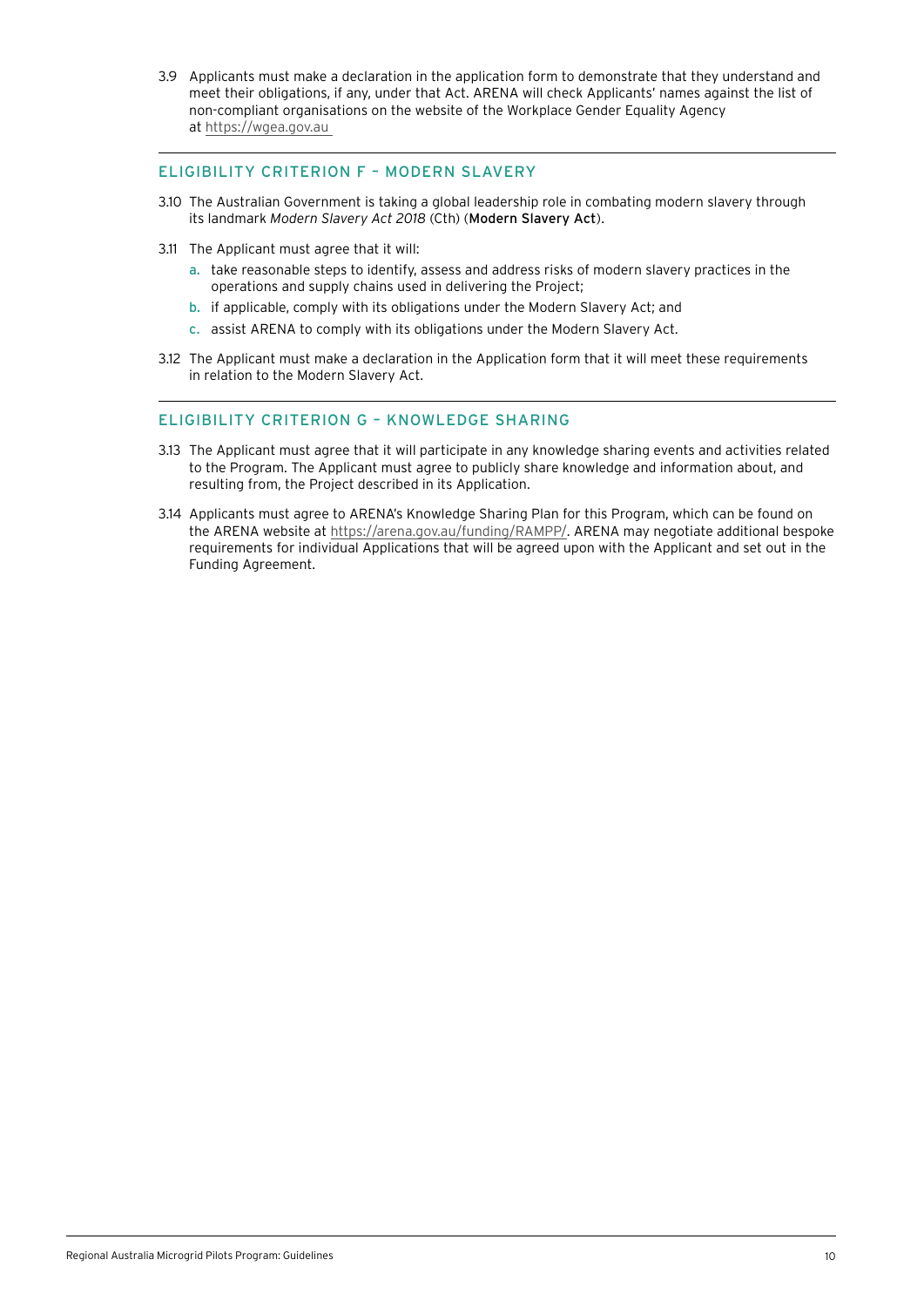3.9 Applicants must make a declaration in the application form to demonstrate that they understand and meet their obligations, if any, under that Act. ARENA will check Applicants' names against the list of non-compliant organisations on the website of the Workplace Gender Equality Agency at https://wgea.gov.au

## ELIGIBILITY CRITERION F – MODERN SLAVERY

3.10 The Australian Government is taking a global leadership role in combating modern slavery through its landmark *Modern Slavery Act 2018* (Cth) (**Modern Slavery Act**).

3.11 The Applicant must agree that it will:

a. take reasonable steps to identify, assess and address risks of modern slavery practices in the operations and supply chains used in delivering the Project;

b. if applicable, comply with its obligations under the Modern Slavery Act; and

c. assist ARENA to comply with its obligations under the Modern Slavery Act.

3.12 The Applicant must make a declaration in the Application form that it will meet these requirements in relation to the Modern Slavery Act.

## ELIGIBILITY CRITERION G – KNOWLEDGE SHARING

3.13 The Applicant must agree that it will participate in any knowledge sharing events and activities related to the Program. The Applicant must agree to publicly share knowledge and information about, and resulting from, the Project described in its Application.

3.14 Applicants must agree to ARENA's Knowledge Sharing Plan for this Program, which can be found on the ARENA website at https://arena.gov.au/funding/RAMPP/. ARENA may negotiate additional bespoke requirements for individual Applications that will be agreed upon with the Applicant and set out in the Funding Agreement.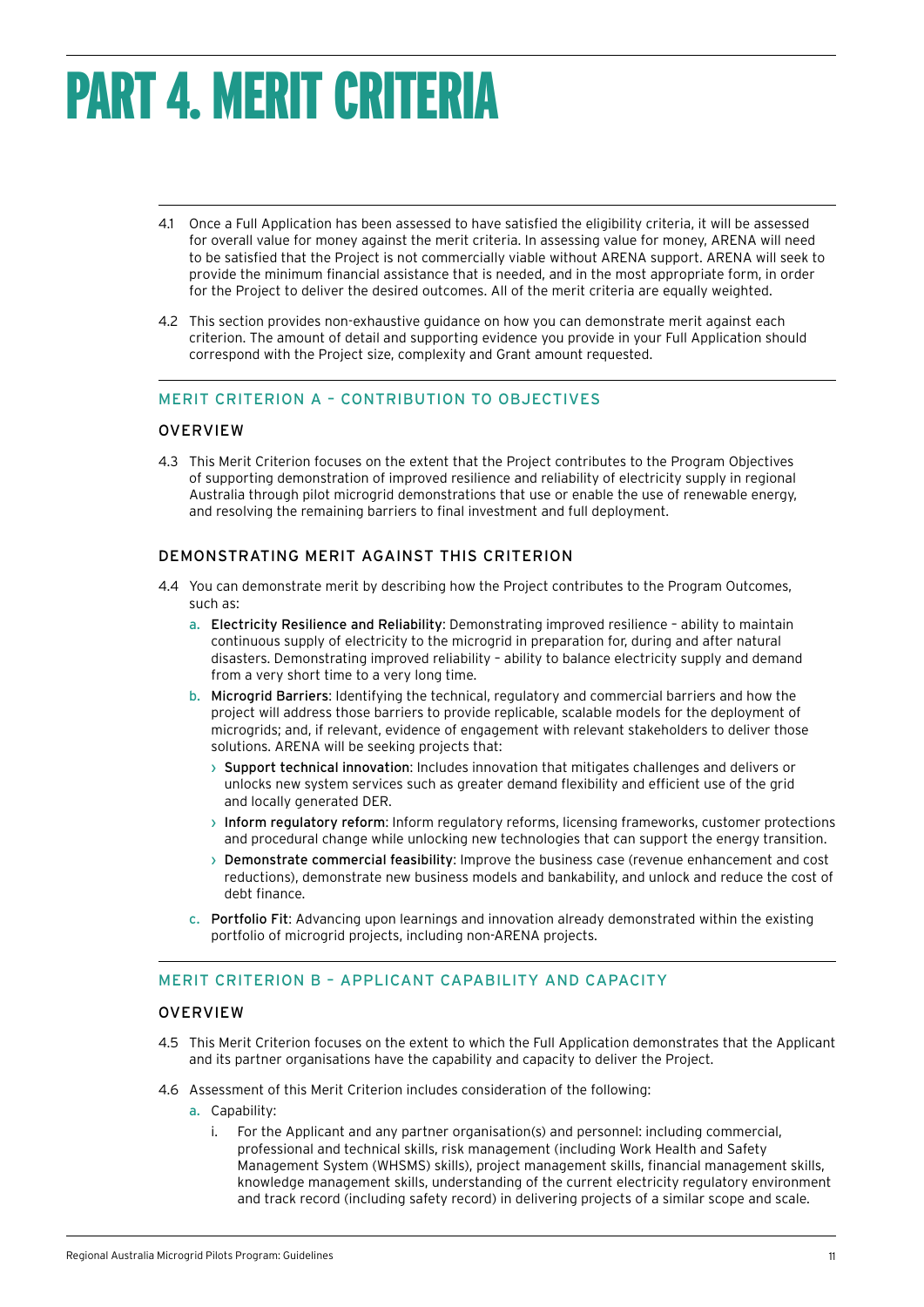# PART 4. MERIT CRITERIA

4.1 Once a Full Application has been assessed to have satisfied the eligibility criteria, it will be assessed for overall value for money against the merit criteria. In assessing value for money, ARENA will need to be satisfied that the Project is not commercially viable without ARENA support. ARENA will seek to provide the minimum financial assistance that is needed, and in the most appropriate form, in order for the Project to deliver the desired outcomes. All of the merit criteria are equally weighted.

4.2 This section provides non-exhaustive guidance on how you can demonstrate merit against each criterion. The amount of detail and supporting evidence you provide in your Full Application should correspond with the Project size, complexity and Grant amount requested.

## MERIT CRITERION A – CONTRIBUTION TO OBJECTIVES

### OVERVIEW

4.3 This Merit Criterion focuses on the extent that the Project contributes to the Program Objectives of supporting demonstration of improved resilience and reliability of electricity supply in regional Australia through pilot microgrid demonstrations that use or enable the use of renewable energy, and resolving the remaining barriers to final investment and full deployment.

### DEMONSTRATING MERIT AGAINST THIS CRITERION

4.4 You can demonstrate merit by describing how the Project contributes to the Program Outcomes, such as:

a. **Electricity Resilience and Reliability**: Demonstrating improved resilience – ability to maintain continuous supply of electricity to the microgrid in preparation for, during and after natural disasters. Demonstrating improved reliability – ability to balance electricity supply and demand from a very short time to a very long time.

b. **Microgrid Barriers**: Identifying the technical, regulatory and commercial barriers and how the project will address those barriers to provide replicable, scalable models for the deployment of microgrids; and, if relevant, evidence of engagement with relevant stakeholders to deliver those solutions. ARENA will be seeking projects that:

- **Support technical innovation**: Includes innovation that mitigates challenges and delivers or unlocks new system services such as greater demand flexibility and efficient use of the grid and locally generated DER.
- **Inform regulatory reform**: Inform regulatory reforms, licensing frameworks, customer protections and procedural change while unlocking new technologies that can support the energy transition.
- **Demonstrate commercial feasibility**: Improve the business case (revenue enhancement and cost reductions), demonstrate new business models and bankability, and unlock and reduce the cost of debt finance.

c. **Portfolio Fit**: Advancing upon learnings and innovation already demonstrated within the existing portfolio of microgrid projects, including non-ARENA projects.

## MERIT CRITERION B – APPLICANT CAPABILITY AND CAPACITY

### OVERVIEW

4.5 This Merit Criterion focuses on the extent to which the Full Application demonstrates that the Applicant and its partner organisations have the capability and capacity to deliver the Project.

4.6 Assessment of this Merit Criterion includes consideration of the following:

a. Capability:

i. For the Applicant and any partner organisation(s) and personnel: including commercial, professional and technical skills, risk management (including Work Health and Safety Management System (WHSMS) skills), project management skills, financial management skills, knowledge management skills, understanding of the current electricity regulatory environment and track record (including safety record) in delivering projects of a similar scope and scale.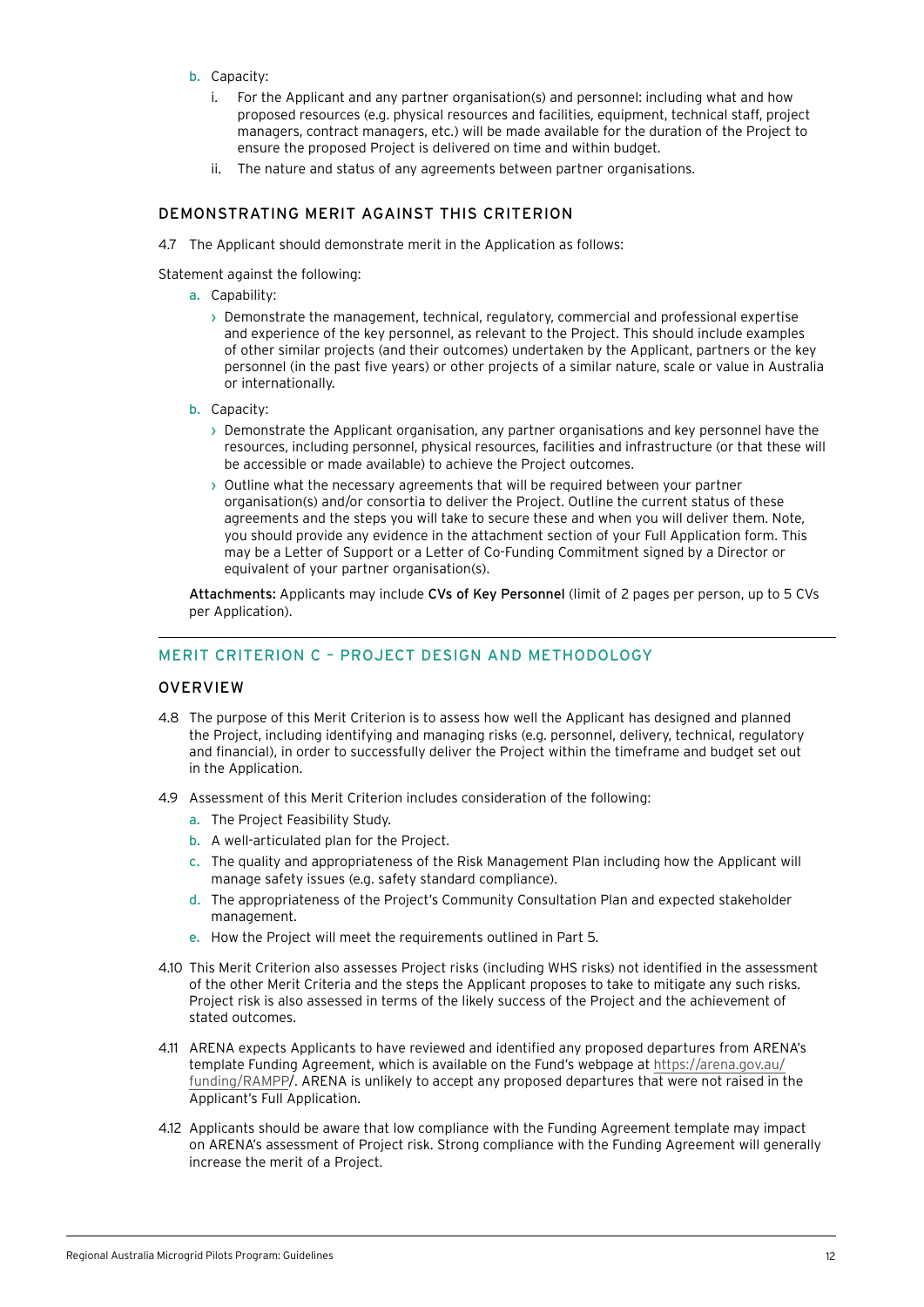b. Capacity:

   i. For the Applicant and any partner organisation(s) and personnel: including what and how proposed resources (e.g. physical resources and facilities, equipment, technical staff, project managers, contract managers, etc.) will be made available for the duration of the Project to ensure the proposed Project is delivered on time and within budget.

   ii. The nature and status of any agreements between partner organisations.

### DEMONSTRATING MERIT AGAINST THIS CRITERION

4.7 The Applicant should demonstrate merit in the Application as follows:

Statement against the following:

a. Capability:

   › Demonstrate the management, technical, regulatory, commercial and professional expertise and experience of the key personnel, as relevant to the Project. This should include examples of other similar projects (and their outcomes) undertaken by the Applicant, partners or the key personnel (in the past five years) or other projects of a similar nature, scale or value in Australia or internationally.

b. Capacity:

   › Demonstrate the Applicant organisation, any partner organisations and key personnel have the resources, including personnel, physical resources, facilities and infrastructure (or that these will be accessible or made available) to achieve the Project outcomes.

   › Outline what the necessary agreements that will be required between your partner organisation(s) and/or consortia to deliver the Project. Outline the current status of these agreements and the steps you will take to secure these and when you will deliver them. Note, you should provide any evidence in the attachment section of your Full Application form. This may be a Letter of Support or a Letter of Co-Funding Commitment signed by a Director or equivalent of your partner organisation(s).

**Attachments:** Applicants may include **CVs of Key Personnel** (limit of 2 pages per person, up to 5 CVs per Application).

## MERIT CRITERION C – PROJECT DESIGN AND METHODOLOGY

### OVERVIEW

4.8 The purpose of this Merit Criterion is to assess how well the Applicant has designed and planned the Project, including identifying and managing risks (e.g. personnel, delivery, technical, regulatory and financial), in order to successfully deliver the Project within the timeframe and budget set out in the Application.

4.9 Assessment of this Merit Criterion includes consideration of the following:

a. The Project Feasibility Study.

b. A well-articulated plan for the Project.

c. The quality and appropriateness of the Risk Management Plan including how the Applicant will manage safety issues (e.g. safety standard compliance).

d. The appropriateness of the Project's Community Consultation Plan and expected stakeholder management.

e. How the Project will meet the requirements outlined in Part 5.

4.10 This Merit Criterion also assesses Project risks (including WHS risks) not identified in the assessment of the other Merit Criteria and the steps the Applicant proposes to take to mitigate any such risks. Project risk is also assessed in terms of the likely success of the Project and the achievement of stated outcomes.

4.11 ARENA expects Applicants to have reviewed and identified any proposed departures from ARENA's template Funding Agreement, which is available on the Fund's webpage at https://arena.gov.au/funding/RAMPP/. ARENA is unlikely to accept any proposed departures that were not raised in the Applicant's Full Application.

4.12 Applicants should be aware that low compliance with the Funding Agreement template may impact on ARENA's assessment of Project risk. Strong compliance with the Funding Agreement will generally increase the merit of a Project.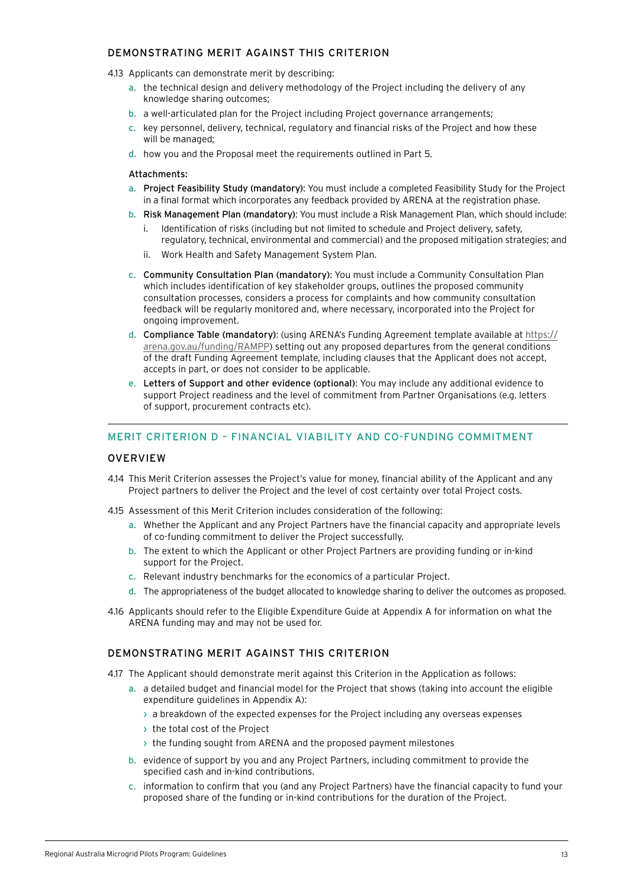### DEMONSTRATING MERIT AGAINST THIS CRITERION

4.13 Applicants can demonstrate merit by describing:

a. the technical design and delivery methodology of the Project including the delivery of any knowledge sharing outcomes;

b. a well-articulated plan for the Project including Project governance arrangements;

c. key personnel, delivery, technical, regulatory and financial risks of the Project and how these will be managed;

d. how you and the Proposal meet the requirements outlined in Part 5.

Attachments:

a. **Project Feasibility Study (mandatory)**: You must include a completed Feasibility Study for the Project in a final format which incorporates any feedback provided by ARENA at the registration phase.

b. **Risk Management Plan (mandatory)**: You must include a Risk Management Plan, which should include:

   i. Identification of risks (including but not limited to schedule and Project delivery, safety, regulatory, technical, environmental and commercial) and the proposed mitigation strategies; and

   ii. Work Health and Safety Management System Plan.

c. **Community Consultation Plan (mandatory)**: You must include a Community Consultation Plan which includes identification of key stakeholder groups, outlines the proposed community consultation processes, considers a process for complaints and how community consultation feedback will be regularly monitored and, where necessary, incorporated into the Project for ongoing improvement.

d. **Compliance Table (mandatory)**: (using ARENA's Funding Agreement template available at https://arena.gov.au/funding/RAMPP) setting out any proposed departures from the general conditions of the draft Funding Agreement template, including clauses that the Applicant does not accept, accepts in part, or does not consider to be applicable.

e. **Letters of Support and other evidence (optional)**: You may include any additional evidence to support Project readiness and the level of commitment from Partner Organisations (e.g. letters of support, procurement contracts etc).

## MERIT CRITERION D – FINANCIAL VIABILITY AND CO-FUNDING COMMITMENT

### OVERVIEW

4.14 This Merit Criterion assesses the Project's value for money, financial ability of the Applicant and any Project partners to deliver the Project and the level of cost certainty over total Project costs.

4.15 Assessment of this Merit Criterion includes consideration of the following:

a. Whether the Applicant and any Project Partners have the financial capacity and appropriate levels of co-funding commitment to deliver the Project successfully.

b. The extent to which the Applicant or other Project Partners are providing funding or in-kind support for the Project.

c. Relevant industry benchmarks for the economics of a particular Project.

d. The appropriateness of the budget allocated to knowledge sharing to deliver the outcomes as proposed.

4.16 Applicants should refer to the Eligible Expenditure Guide at Appendix A for information on what the ARENA funding may and may not be used for.

### DEMONSTRATING MERIT AGAINST THIS CRITERION

4.17 The Applicant should demonstrate merit against this Criterion in the Application as follows:

a. a detailed budget and financial model for the Project that shows (taking into account the eligible expenditure guidelines in Appendix A):

   - a breakdown of the expected expenses for the Project including any overseas expenses
   - the total cost of the Project
   - the funding sought from ARENA and the proposed payment milestones

b. evidence of support by you and any Project Partners, including commitment to provide the specified cash and in-kind contributions.

c. information to confirm that you (and any Project Partners) have the financial capacity to fund your proposed share of the funding or in-kind contributions for the duration of the Project.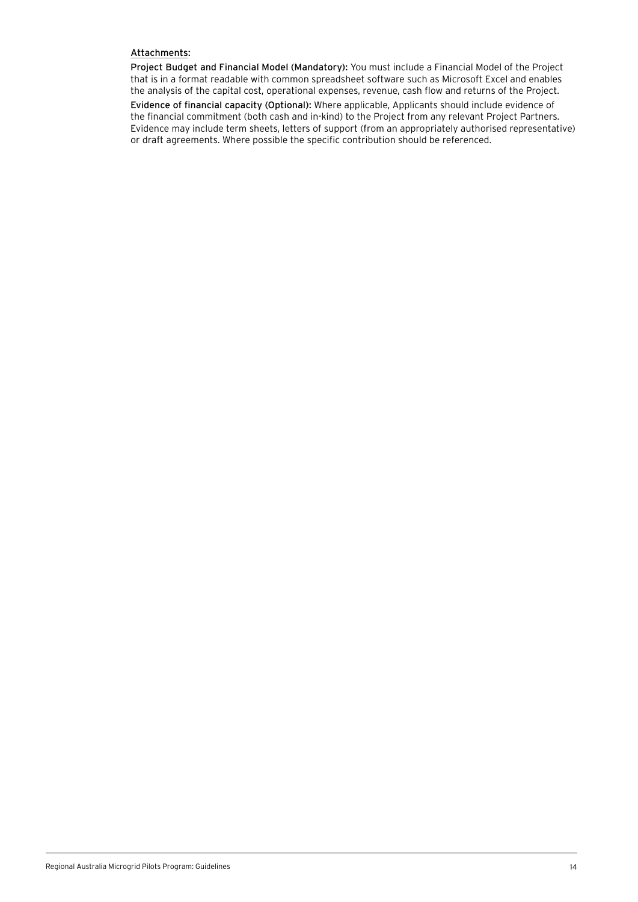Attachments:

**Project Budget and Financial Model (Mandatory):** You must include a Financial Model of the Project that is in a format readable with common spreadsheet software such as Microsoft Excel and enables the analysis of the capital cost, operational expenses, revenue, cash flow and returns of the Project.

**Evidence of financial capacity (Optional):** Where applicable, Applicants should include evidence of the financial commitment (both cash and in-kind) to the Project from any relevant Project Partners. Evidence may include term sheets, letters of support (from an appropriately authorised representative) or draft agreements. Where possible the specific contribution should be referenced.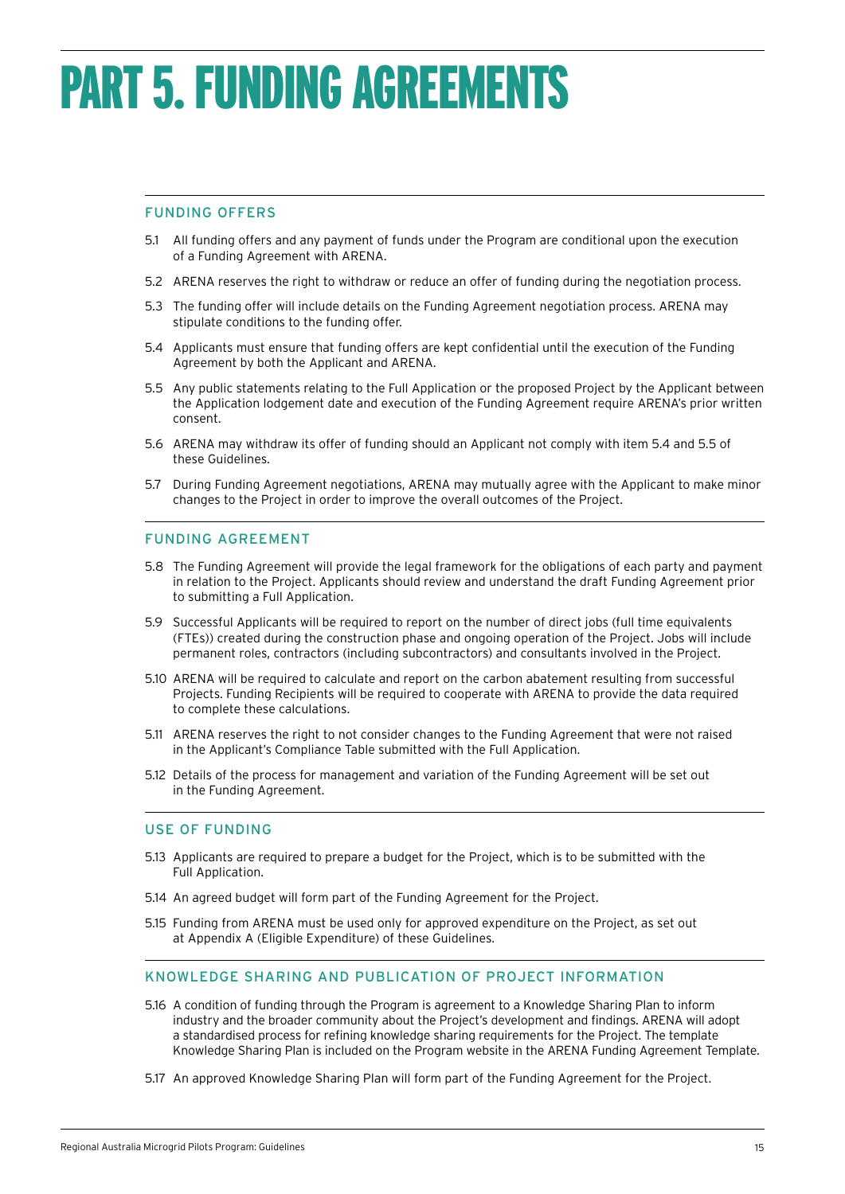# PART 5. FUNDING AGREEMENTS

## FUNDING OFFERS

5.1 All funding offers and any payment of funds under the Program are conditional upon the execution of a Funding Agreement with ARENA.

5.2 ARENA reserves the right to withdraw or reduce an offer of funding during the negotiation process.

5.3 The funding offer will include details on the Funding Agreement negotiation process. ARENA may stipulate conditions to the funding offer.

5.4 Applicants must ensure that funding offers are kept confidential until the execution of the Funding Agreement by both the Applicant and ARENA.

5.5 Any public statements relating to the Full Application or the proposed Project by the Applicant between the Application lodgement date and execution of the Funding Agreement require ARENA's prior written consent.

5.6 ARENA may withdraw its offer of funding should an Applicant not comply with item 5.4 and 5.5 of these Guidelines.

5.7 During Funding Agreement negotiations, ARENA may mutually agree with the Applicant to make minor changes to the Project in order to improve the overall outcomes of the Project.

## FUNDING AGREEMENT

5.8 The Funding Agreement will provide the legal framework for the obligations of each party and payment in relation to the Project. Applicants should review and understand the draft Funding Agreement prior to submitting a Full Application.

5.9 Successful Applicants will be required to report on the number of direct jobs (full time equivalents (FTEs)) created during the construction phase and ongoing operation of the Project. Jobs will include permanent roles, contractors (including subcontractors) and consultants involved in the Project.

5.10 ARENA will be required to calculate and report on the carbon abatement resulting from successful Projects. Funding Recipients will be required to cooperate with ARENA to provide the data required to complete these calculations.

5.11 ARENA reserves the right to not consider changes to the Funding Agreement that were not raised in the Applicant's Compliance Table submitted with the Full Application.

5.12 Details of the process for management and variation of the Funding Agreement will be set out in the Funding Agreement.

## USE OF FUNDING

5.13 Applicants are required to prepare a budget for the Project, which is to be submitted with the Full Application.

5.14 An agreed budget will form part of the Funding Agreement for the Project.

5.15 Funding from ARENA must be used only for approved expenditure on the Project, as set out at Appendix A (Eligible Expenditure) of these Guidelines.

## KNOWLEDGE SHARING AND PUBLICATION OF PROJECT INFORMATION

5.16 A condition of funding through the Program is agreement to a Knowledge Sharing Plan to inform industry and the broader community about the Project's development and findings. ARENA will adopt a standardised process for refining knowledge sharing requirements for the Project. The template Knowledge Sharing Plan is included on the Program website in the ARENA Funding Agreement Template.

5.17 An approved Knowledge Sharing Plan will form part of the Funding Agreement for the Project.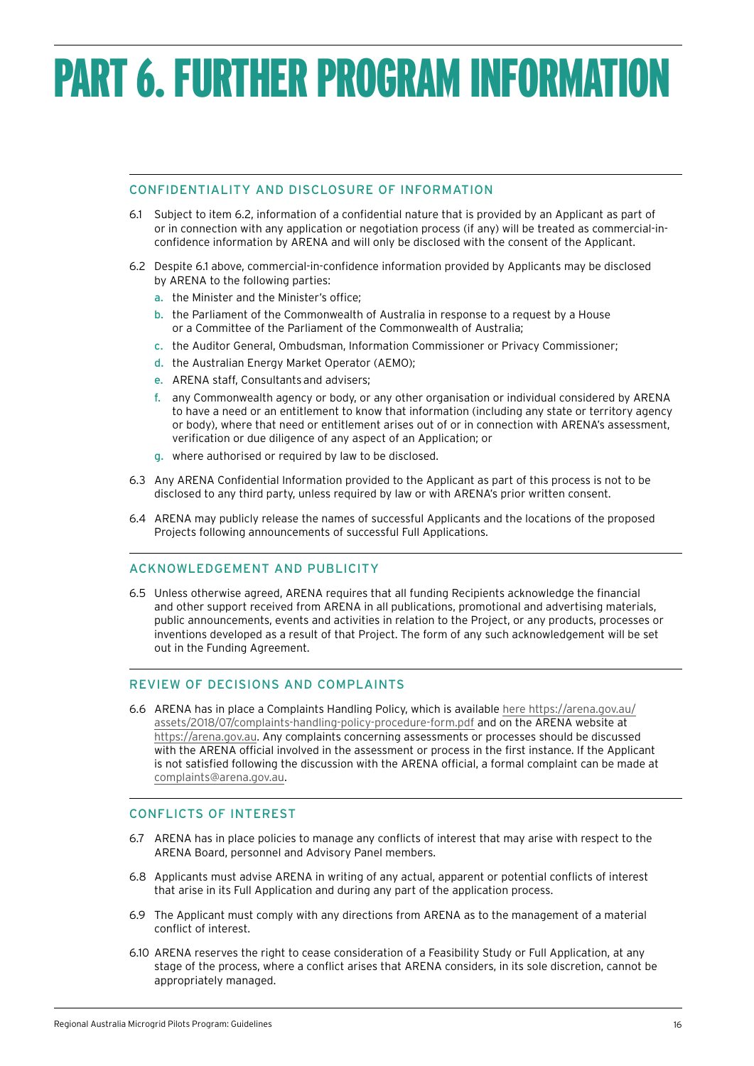# PART 6. FURTHER PROGRAM INFORMATION

## CONFIDENTIALITY AND DISCLOSURE OF INFORMATION

6.1 Subject to item 6.2, information of a confidential nature that is provided by an Applicant as part of or in connection with any application or negotiation process (if any) will be treated as commercial-in-confidence information by ARENA and will only be disclosed with the consent of the Applicant.

6.2 Despite 6.1 above, commercial-in-confidence information provided by Applicants may be disclosed by ARENA to the following parties:

a. the Minister and the Minister's office;

b. the Parliament of the Commonwealth of Australia in response to a request by a House or a Committee of the Parliament of the Commonwealth of Australia;

c. the Auditor General, Ombudsman, Information Commissioner or Privacy Commissioner;

d. the Australian Energy Market Operator (AEMO);

e. ARENA staff, Consultants and advisers;

f. any Commonwealth agency or body, or any other organisation or individual considered by ARENA to have a need or an entitlement to know that information (including any state or territory agency or body), where that need or entitlement arises out of or in connection with ARENA's assessment, verification or due diligence of any aspect of an Application; or

g. where authorised or required by law to be disclosed.

6.3 Any ARENA Confidential Information provided to the Applicant as part of this process is not to be disclosed to any third party, unless required by law or with ARENA's prior written consent.

6.4 ARENA may publicly release the names of successful Applicants and the locations of the proposed Projects following announcements of successful Full Applications.

## ACKNOWLEDGEMENT AND PUBLICITY

6.5 Unless otherwise agreed, ARENA requires that all funding Recipients acknowledge the financial and other support received from ARENA in all publications, promotional and advertising materials, public announcements, events and activities in relation to the Project, or any products, processes or inventions developed as a result of that Project. The form of any such acknowledgement will be set out in the Funding Agreement.

## REVIEW OF DECISIONS AND COMPLAINTS

6.6 ARENA has in place a Complaints Handling Policy, which is available here https://arena.gov.au/assets/2018/07/complaints-handling-policy-procedure-form.pdf and on the ARENA website at https://arena.gov.au. Any complaints concerning assessments or processes should be discussed with the ARENA official involved in the assessment or process in the first instance. If the Applicant is not satisfied following the discussion with the ARENA official, a formal complaint can be made at complaints@arena.gov.au.

## CONFLICTS OF INTEREST

6.7 ARENA has in place policies to manage any conflicts of interest that may arise with respect to the ARENA Board, personnel and Advisory Panel members.

6.8 Applicants must advise ARENA in writing of any actual, apparent or potential conflicts of interest that arise in its Full Application and during any part of the application process.

6.9 The Applicant must comply with any directions from ARENA as to the management of a material conflict of interest.

6.10 ARENA reserves the right to cease consideration of a Feasibility Study or Full Application, at any stage of the process, where a conflict arises that ARENA considers, in its sole discretion, cannot be appropriately managed.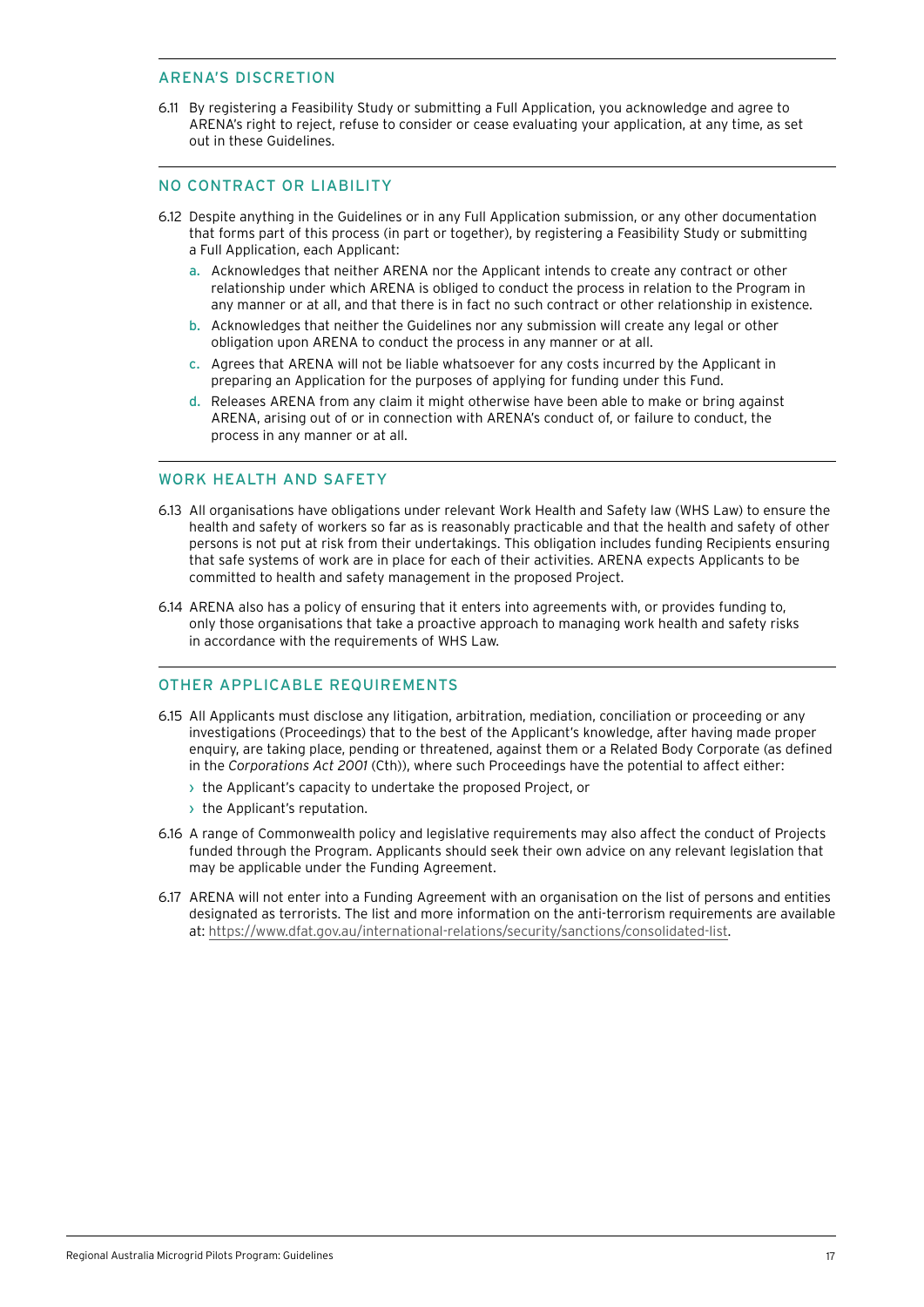## ARENA'S DISCRETION

6.11 By registering a Feasibility Study or submitting a Full Application, you acknowledge and agree to ARENA's right to reject, refuse to consider or cease evaluating your application, at any time, as set out in these Guidelines.

## NO CONTRACT OR LIABILITY

6.12 Despite anything in the Guidelines or in any Full Application submission, or any other documentation that forms part of this process (in part or together), by registering a Feasibility Study or submitting a Full Application, each Applicant:

a. Acknowledges that neither ARENA nor the Applicant intends to create any contract or other relationship under which ARENA is obliged to conduct the process in relation to the Program in any manner or at all, and that there is in fact no such contract or other relationship in existence.

b. Acknowledges that neither the Guidelines nor any submission will create any legal or other obligation upon ARENA to conduct the process in any manner or at all.

c. Agrees that ARENA will not be liable whatsoever for any costs incurred by the Applicant in preparing an Application for the purposes of applying for funding under this Fund.

d. Releases ARENA from any claim it might otherwise have been able to make or bring against ARENA, arising out of or in connection with ARENA's conduct of, or failure to conduct, the process in any manner or at all.

## WORK HEALTH AND SAFETY

6.13 All organisations have obligations under relevant Work Health and Safety law (WHS Law) to ensure the health and safety of workers so far as is reasonably practicable and that the health and safety of other persons is not put at risk from their undertakings. This obligation includes funding Recipients ensuring that safe systems of work are in place for each of their activities. ARENA expects Applicants to be committed to health and safety management in the proposed Project.

6.14 ARENA also has a policy of ensuring that it enters into agreements with, or provides funding to, only those organisations that take a proactive approach to managing work health and safety risks in accordance with the requirements of WHS Law.

## OTHER APPLICABLE REQUIREMENTS

6.15 All Applicants must disclose any litigation, arbitration, mediation, conciliation or proceeding or any investigations (Proceedings) that to the best of the Applicant's knowledge, after having made proper enquiry, are taking place, pending or threatened, against them or a Related Body Corporate (as defined in the *Corporations Act 2001* (Cth)), where such Proceedings have the potential to affect either:

- the Applicant's capacity to undertake the proposed Project, or
- the Applicant's reputation.

6.16 A range of Commonwealth policy and legislative requirements may also affect the conduct of Projects funded through the Program. Applicants should seek their own advice on any relevant legislation that may be applicable under the Funding Agreement.

6.17 ARENA will not enter into a Funding Agreement with an organisation on the list of persons and entities designated as terrorists. The list and more information on the anti-terrorism requirements are available at: https://www.dfat.gov.au/international-relations/security/sanctions/consolidated-list.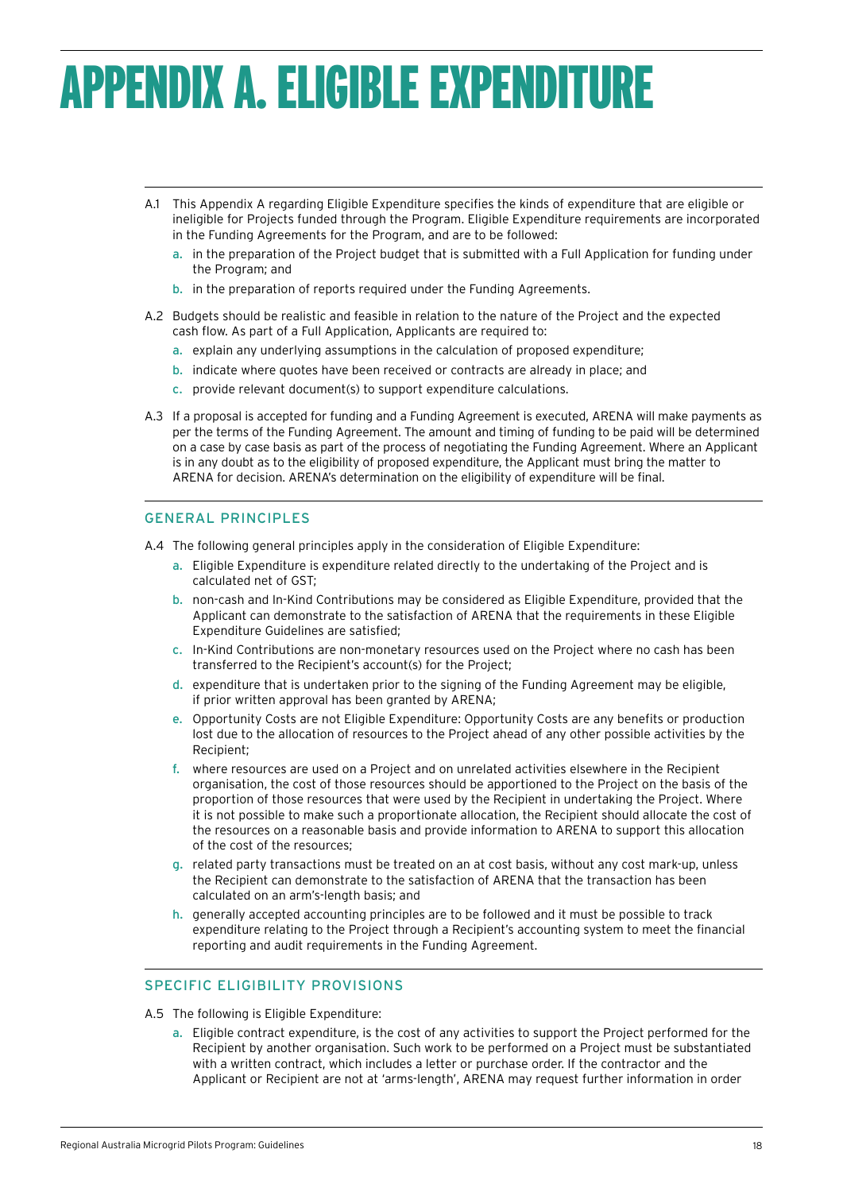# APPENDIX A. ELIGIBLE EXPENDITURE

A.1 This Appendix A regarding Eligible Expenditure specifies the kinds of expenditure that are eligible or ineligible for Projects funded through the Program. Eligible Expenditure requirements are incorporated in the Funding Agreements for the Program, and are to be followed:

a. in the preparation of the Project budget that is submitted with a Full Application for funding under the Program; and

b. in the preparation of reports required under the Funding Agreements.

A.2 Budgets should be realistic and feasible in relation to the nature of the Project and the expected cash flow. As part of a Full Application, Applicants are required to:

a. explain any underlying assumptions in the calculation of proposed expenditure;

b. indicate where quotes have been received or contracts are already in place; and

c. provide relevant document(s) to support expenditure calculations.

A.3 If a proposal is accepted for funding and a Funding Agreement is executed, ARENA will make payments as per the terms of the Funding Agreement. The amount and timing of funding to be paid will be determined on a case by case basis as part of the process of negotiating the Funding Agreement. Where an Applicant is in any doubt as to the eligibility of proposed expenditure, the Applicant must bring the matter to ARENA for decision. ARENA's determination on the eligibility of expenditure will be final.

## GENERAL PRINCIPLES

A.4 The following general principles apply in the consideration of Eligible Expenditure:

a. Eligible Expenditure is expenditure related directly to the undertaking of the Project and is calculated net of GST;

b. non-cash and In-Kind Contributions may be considered as Eligible Expenditure, provided that the Applicant can demonstrate to the satisfaction of ARENA that the requirements in these Eligible Expenditure Guidelines are satisfied;

c. In-Kind Contributions are non-monetary resources used on the Project where no cash has been transferred to the Recipient's account(s) for the Project;

d. expenditure that is undertaken prior to the signing of the Funding Agreement may be eligible, if prior written approval has been granted by ARENA;

e. Opportunity Costs are not Eligible Expenditure: Opportunity Costs are any benefits or production lost due to the allocation of resources to the Project ahead of any other possible activities by the Recipient;

f. where resources are used on a Project and on unrelated activities elsewhere in the Recipient organisation, the cost of those resources should be apportioned to the Project on the basis of the proportion of those resources that were used by the Recipient in undertaking the Project. Where it is not possible to make such a proportionate allocation, the Recipient should allocate the cost of the resources on a reasonable basis and provide information to ARENA to support this allocation of the cost of the resources;

g. related party transactions must be treated on an at cost basis, without any cost mark-up, unless the Recipient can demonstrate to the satisfaction of ARENA that the transaction has been calculated on an arm's-length basis; and

h. generally accepted accounting principles are to be followed and it must be possible to track expenditure relating to the Project through a Recipient's accounting system to meet the financial reporting and audit requirements in the Funding Agreement.

## SPECIFIC ELIGIBILITY PROVISIONS

A.5 The following is Eligible Expenditure:

a. Eligible contract expenditure, is the cost of any activities to support the Project performed for the Recipient by another organisation. Such work to be performed on a Project must be substantiated with a written contract, which includes a letter or purchase order. If the contractor and the Applicant or Recipient are not at 'arms-length', ARENA may request further information in order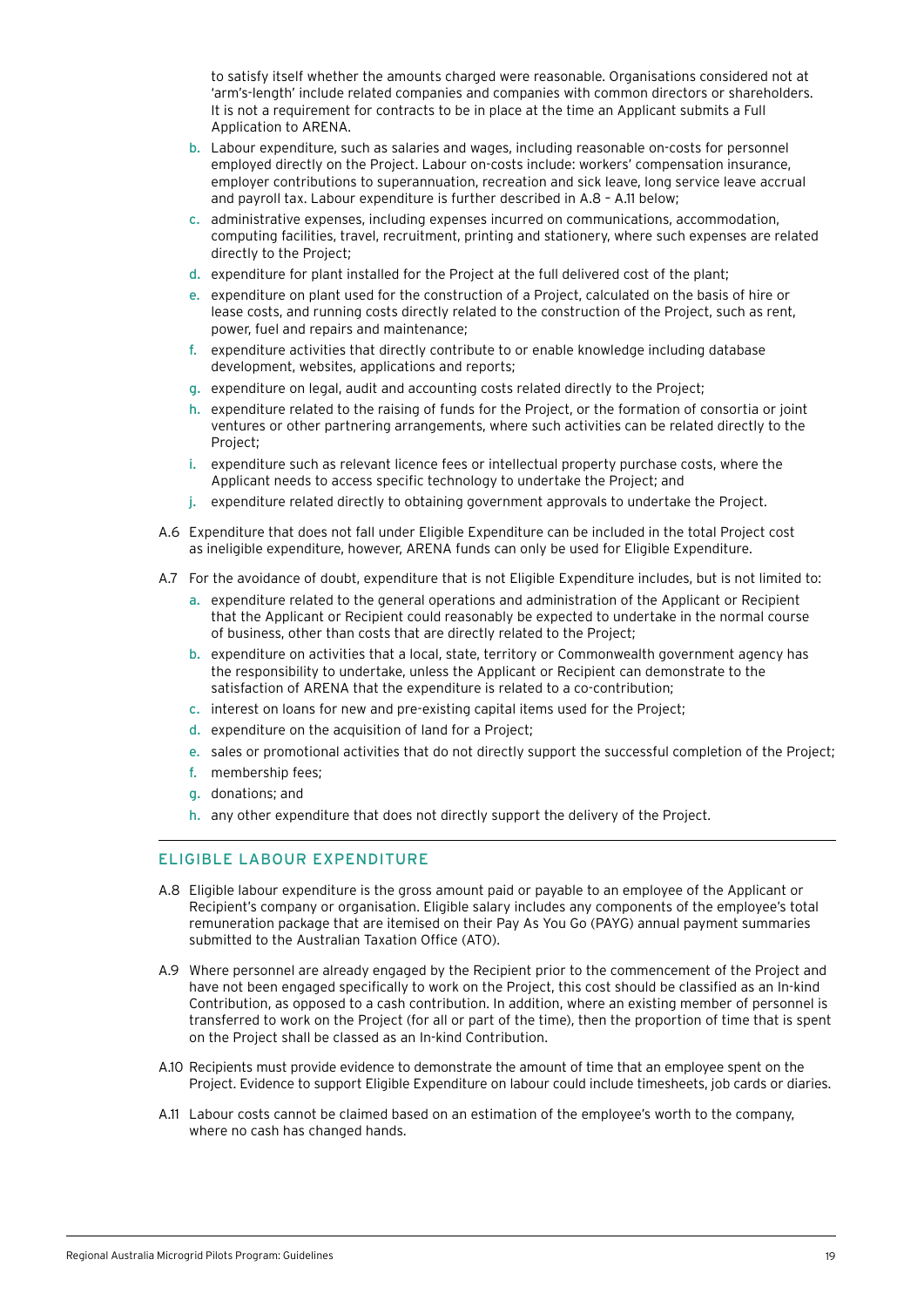to satisfy itself whether the amounts charged were reasonable. Organisations considered not at 'arm's-length' include related companies and companies with common directors or shareholders. It is not a requirement for contracts to be in place at the time an Applicant submits a Full Application to ARENA.

b. Labour expenditure, such as salaries and wages, including reasonable on-costs for personnel employed directly on the Project. Labour on-costs include: workers' compensation insurance, employer contributions to superannuation, recreation and sick leave, long service leave accrual and payroll tax. Labour expenditure is further described in A.8 – A.11 below;

c. administrative expenses, including expenses incurred on communications, accommodation, computing facilities, travel, recruitment, printing and stationery, where such expenses are related directly to the Project;

d. expenditure for plant installed for the Project at the full delivered cost of the plant;

e. expenditure on plant used for the construction of a Project, calculated on the basis of hire or lease costs, and running costs directly related to the construction of the Project, such as rent, power, fuel and repairs and maintenance;

f. expenditure activities that directly contribute to or enable knowledge including database development, websites, applications and reports;

g. expenditure on legal, audit and accounting costs related directly to the Project;

h. expenditure related to the raising of funds for the Project, or the formation of consortia or joint ventures or other partnering arrangements, where such activities can be related directly to the Project;

i. expenditure such as relevant licence fees or intellectual property purchase costs, where the Applicant needs to access specific technology to undertake the Project; and

j. expenditure related directly to obtaining government approvals to undertake the Project.

A.6 Expenditure that does not fall under Eligible Expenditure can be included in the total Project cost as ineligible expenditure, however, ARENA funds can only be used for Eligible Expenditure.

A.7 For the avoidance of doubt, expenditure that is not Eligible Expenditure includes, but is not limited to:

a. expenditure related to the general operations and administration of the Applicant or Recipient that the Applicant or Recipient could reasonably be expected to undertake in the normal course of business, other than costs that are directly related to the Project;

b. expenditure on activities that a local, state, territory or Commonwealth government agency has the responsibility to undertake, unless the Applicant or Recipient can demonstrate to the satisfaction of ARENA that the expenditure is related to a co-contribution;

c. interest on loans for new and pre-existing capital items used for the Project;

d. expenditure on the acquisition of land for a Project;

e. sales or promotional activities that do not directly support the successful completion of the Project;

f. membership fees;

g. donations; and

h. any other expenditure that does not directly support the delivery of the Project.

## ELIGIBLE LABOUR EXPENDITURE

A.8 Eligible labour expenditure is the gross amount paid or payable to an employee of the Applicant or Recipient's company or organisation. Eligible salary includes any components of the employee's total remuneration package that are itemised on their Pay As You Go (PAYG) annual payment summaries submitted to the Australian Taxation Office (ATO).

A.9 Where personnel are already engaged by the Recipient prior to the commencement of the Project and have not been engaged specifically to work on the Project, this cost should be classified as an In-kind Contribution, as opposed to a cash contribution. In addition, where an existing member of personnel is transferred to work on the Project (for all or part of the time), then the proportion of time that is spent on the Project shall be classed as an In-kind Contribution.

A.10 Recipients must provide evidence to demonstrate the amount of time that an employee spent on the Project. Evidence to support Eligible Expenditure on labour could include timesheets, job cards or diaries.

A.11 Labour costs cannot be claimed based on an estimation of the employee's worth to the company, where no cash has changed hands.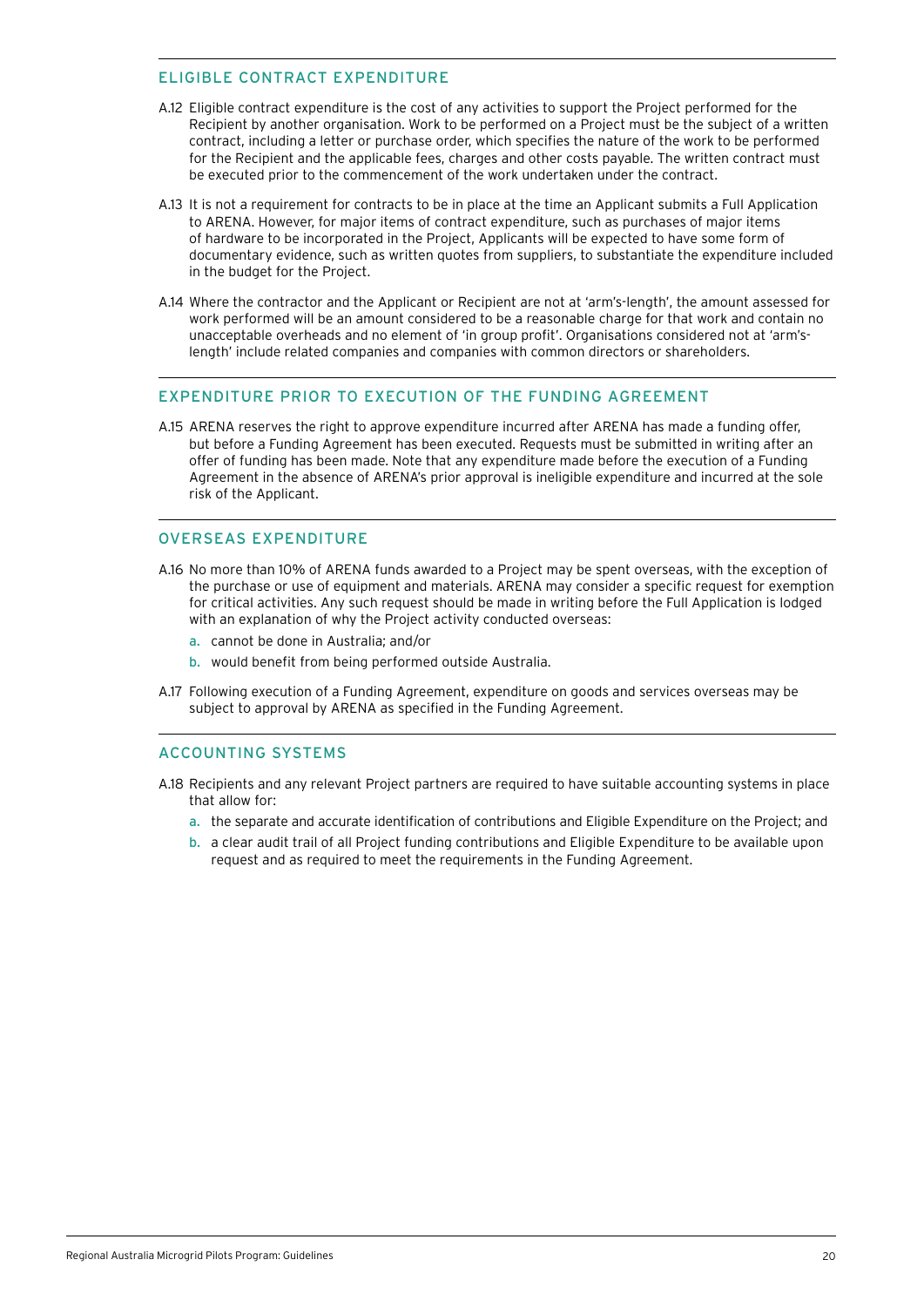## ELIGIBLE CONTRACT EXPENDITURE

A.12 Eligible contract expenditure is the cost of any activities to support the Project performed for the Recipient by another organisation. Work to be performed on a Project must be the subject of a written contract, including a letter or purchase order, which specifies the nature of the work to be performed for the Recipient and the applicable fees, charges and other costs payable. The written contract must be executed prior to the commencement of the work undertaken under the contract.

A.13 It is not a requirement for contracts to be in place at the time an Applicant submits a Full Application to ARENA. However, for major items of contract expenditure, such as purchases of major items of hardware to be incorporated in the Project, Applicants will be expected to have some form of documentary evidence, such as written quotes from suppliers, to substantiate the expenditure included in the budget for the Project.

A.14 Where the contractor and the Applicant or Recipient are not at 'arm's-length', the amount assessed for work performed will be an amount considered to be a reasonable charge for that work and contain no unacceptable overheads and no element of 'in group profit'. Organisations considered not at 'arm's-length' include related companies and companies with common directors or shareholders.

## EXPENDITURE PRIOR TO EXECUTION OF THE FUNDING AGREEMENT

A.15 ARENA reserves the right to approve expenditure incurred after ARENA has made a funding offer, but before a Funding Agreement has been executed. Requests must be submitted in writing after an offer of funding has been made. Note that any expenditure made before the execution of a Funding Agreement in the absence of ARENA's prior approval is ineligible expenditure and incurred at the sole risk of the Applicant.

## OVERSEAS EXPENDITURE

A.16 No more than 10% of ARENA funds awarded to a Project may be spent overseas, with the exception of the purchase or use of equipment and materials. ARENA may consider a specific request for exemption for critical activities. Any such request should be made in writing before the Full Application is lodged with an explanation of why the Project activity conducted overseas:

a. cannot be done in Australia; and/or

b. would benefit from being performed outside Australia.

A.17 Following execution of a Funding Agreement, expenditure on goods and services overseas may be subject to approval by ARENA as specified in the Funding Agreement.

## ACCOUNTING SYSTEMS

A.18 Recipients and any relevant Project partners are required to have suitable accounting systems in place that allow for:

a. the separate and accurate identification of contributions and Eligible Expenditure on the Project; and

b. a clear audit trail of all Project funding contributions and Eligible Expenditure to be available upon request and as required to meet the requirements in the Funding Agreement.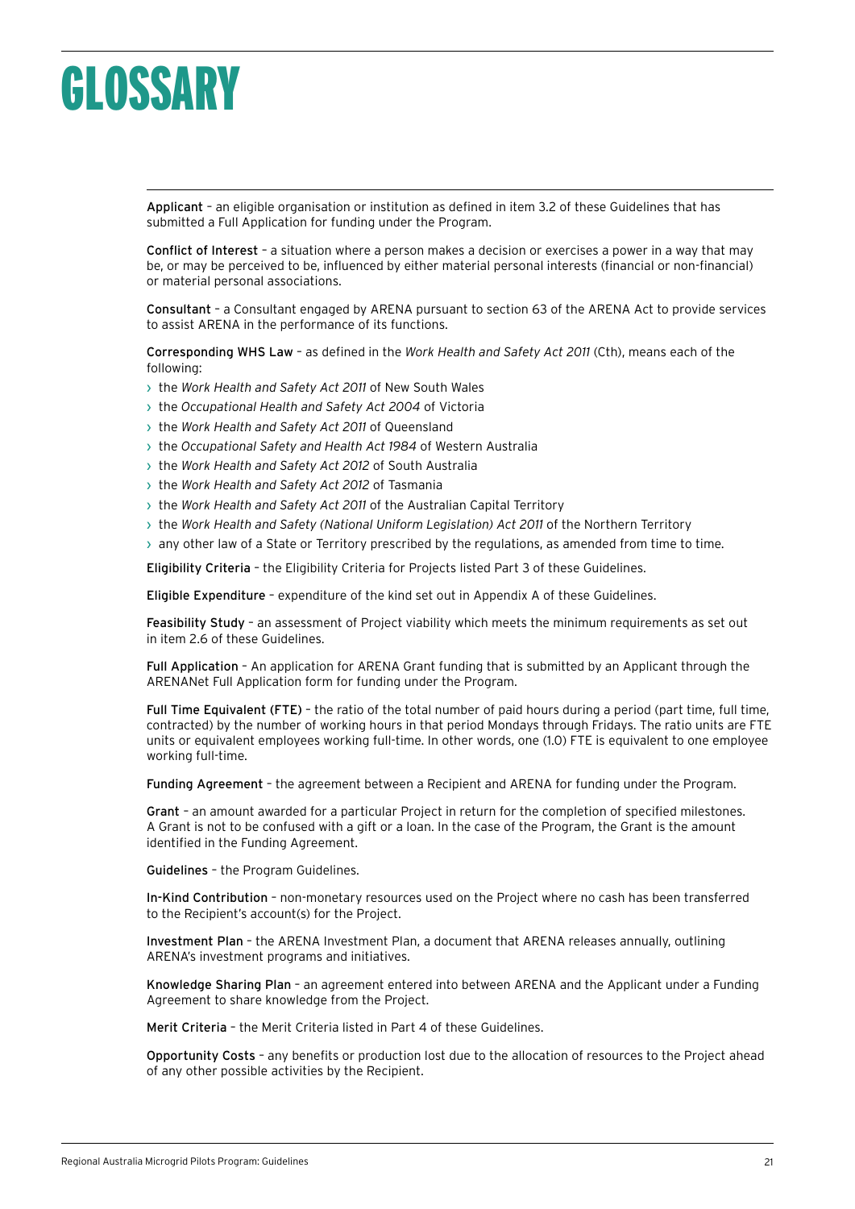# GLOSSARY

**Applicant** – an eligible organisation or institution as defined in item 3.2 of these Guidelines that has submitted a Full Application for funding under the Program.

**Conflict of Interest** – a situation where a person makes a decision or exercises a power in a way that may be, or may be perceived to be, influenced by either material personal interests (financial or non-financial) or material personal associations.

**Consultant** – a Consultant engaged by ARENA pursuant to section 63 of the ARENA Act to provide services to assist ARENA in the performance of its functions.

**Corresponding WHS Law** – as defined in the *Work Health and Safety Act 2011* (Cth), means each of the following:

- the *Work Health and Safety Act 2011* of New South Wales
- the *Occupational Health and Safety Act 2004* of Victoria
- the *Work Health and Safety Act 2011* of Queensland
- the *Occupational Safety and Health Act 1984* of Western Australia
- the *Work Health and Safety Act 2012* of South Australia
- the *Work Health and Safety Act 2012* of Tasmania
- the *Work Health and Safety Act 2011* of the Australian Capital Territory
- the *Work Health and Safety (National Uniform Legislation) Act 2011* of the Northern Territory
- any other law of a State or Territory prescribed by the regulations, as amended from time to time.

**Eligibility Criteria** – the Eligibility Criteria for Projects listed Part 3 of these Guidelines.

**Eligible Expenditure** – expenditure of the kind set out in Appendix A of these Guidelines.

**Feasibility Study** – an assessment of Project viability which meets the minimum requirements as set out in item 2.6 of these Guidelines.

**Full Application** – An application for ARENA Grant funding that is submitted by an Applicant through the ARENANet Full Application form for funding under the Program.

**Full Time Equivalent (FTE)** – the ratio of the total number of paid hours during a period (part time, full time, contracted) by the number of working hours in that period Mondays through Fridays. The ratio units are FTE units or equivalent employees working full-time. In other words, one (1.0) FTE is equivalent to one employee working full-time.

**Funding Agreement** – the agreement between a Recipient and ARENA for funding under the Program.

**Grant** – an amount awarded for a particular Project in return for the completion of specified milestones. A Grant is not to be confused with a gift or a loan. In the case of the Program, the Grant is the amount identified in the Funding Agreement.

**Guidelines** – the Program Guidelines.

**In-Kind Contribution** – non-monetary resources used on the Project where no cash has been transferred to the Recipient's account(s) for the Project.

**Investment Plan** – the ARENA Investment Plan, a document that ARENA releases annually, outlining ARENA's investment programs and initiatives.

**Knowledge Sharing Plan** – an agreement entered into between ARENA and the Applicant under a Funding Agreement to share knowledge from the Project.

**Merit Criteria** – the Merit Criteria listed in Part 4 of these Guidelines.

**Opportunity Costs** – any benefits or production lost due to the allocation of resources to the Project ahead of any other possible activities by the Recipient.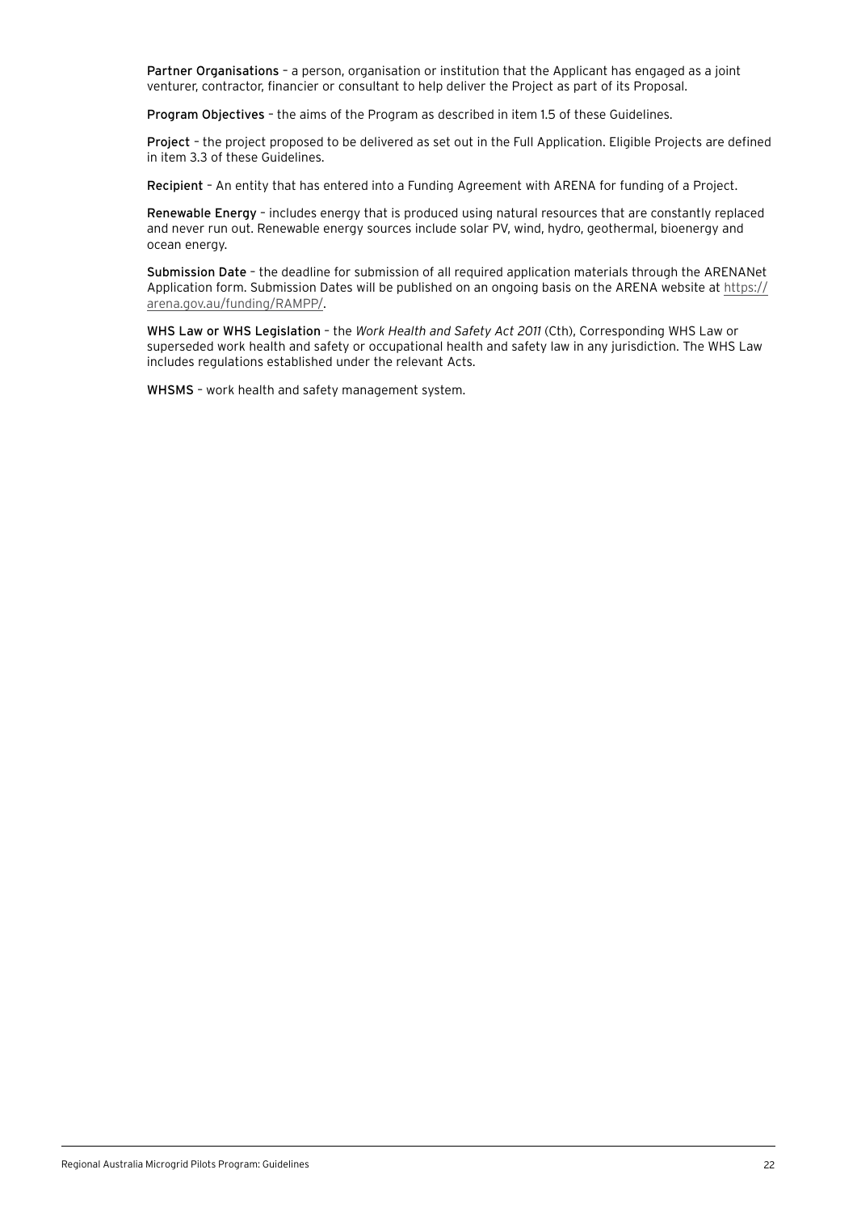**Partner Organisations** – a person, organisation or institution that the Applicant has engaged as a joint venturer, contractor, financier or consultant to help deliver the Project as part of its Proposal.

**Program Objectives** – the aims of the Program as described in item 1.5 of these Guidelines.

**Project** – the project proposed to be delivered as set out in the Full Application. Eligible Projects are defined in item 3.3 of these Guidelines.

**Recipient** – An entity that has entered into a Funding Agreement with ARENA for funding of a Project.

**Renewable Energy** – includes energy that is produced using natural resources that are constantly replaced and never run out. Renewable energy sources include solar PV, wind, hydro, geothermal, bioenergy and ocean energy.

**Submission Date** – the deadline for submission of all required application materials through the ARENANet Application form. Submission Dates will be published on an ongoing basis on the ARENA website at https://arena.gov.au/funding/RAMPP/.

**WHS Law or WHS Legislation** – the *Work Health and Safety Act 2011* (Cth), Corresponding WHS Law or superseded work health and safety or occupational health and safety law in any jurisdiction. The WHS Law includes regulations established under the relevant Acts.

**WHSMS** – work health and safety management system.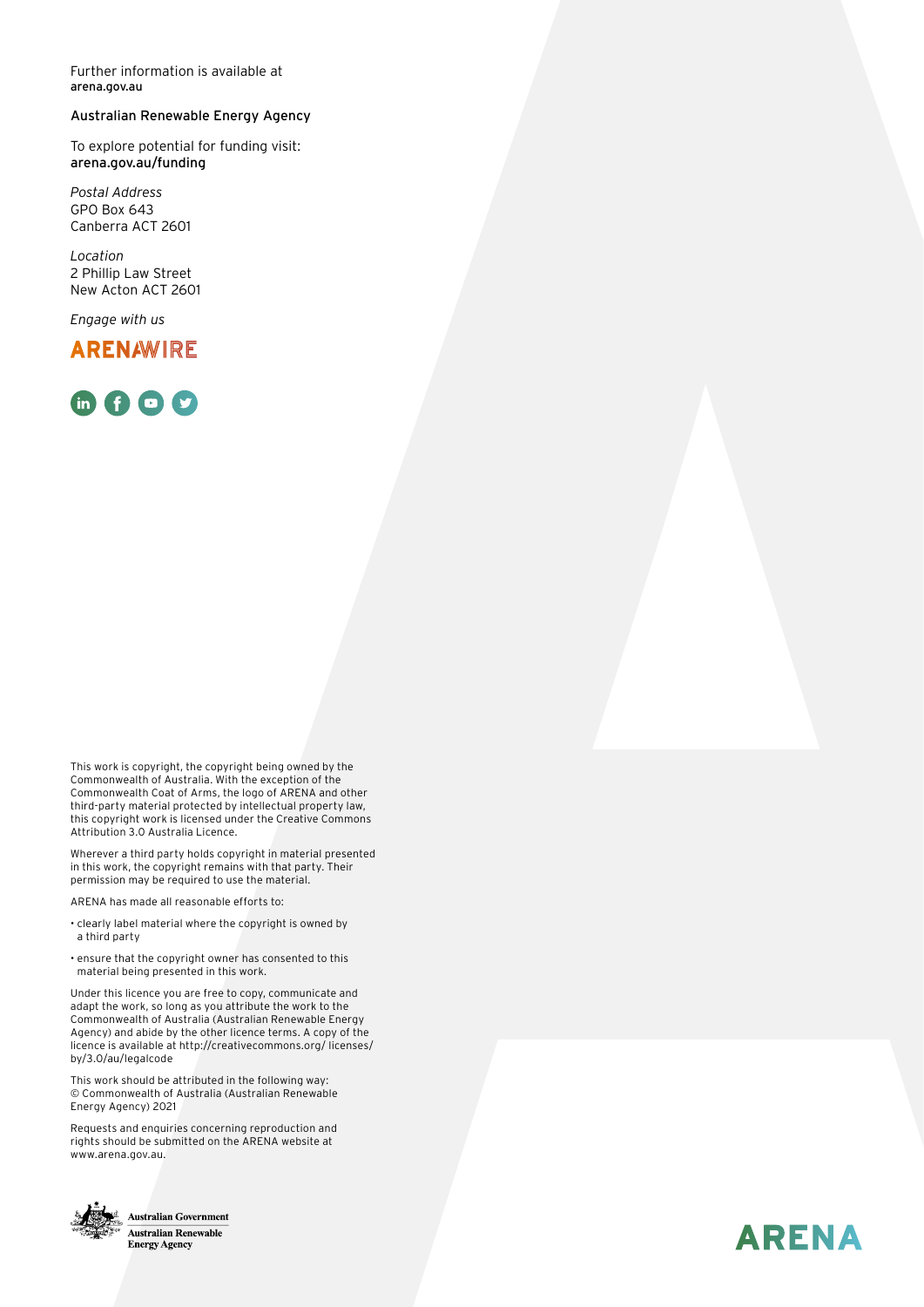Further information is available at
arena.gov.au

Australian Renewable Energy Agency

To explore potential for funding visit:
**arena.gov.au/funding**

*Postal Address*
GPO Box 643
Canberra ACT 2601

*Location*
2 Phillip Law Street
New Acton ACT 2601

*Engage with us*

ARENAWIRE

This work is copyright, the copyright being owned by the Commonwealth of Australia. With the exception of the Commonwealth Coat of Arms, the logo of ARENA and other third-party material protected by intellectual property law, this copyright work is licensed under the Creative Commons Attribution 3.0 Australia Licence.

Wherever a third party holds copyright in material presented in this work, the copyright remains with that party. Their permission may be required to use the material.

ARENA has made all reasonable efforts to:

- clearly label material where the copyright is owned by a third party
- ensure that the copyright owner has consented to this material being presented in this work.

Under this licence you are free to copy, communicate and adapt the work, so long as you attribute the work to the Commonwealth of Australia (Australian Renewable Energy Agency) and abide by the other licence terms. A copy of the licence is available at http://creativecommons.org/ licenses/ by/3.0/au/legalcode

This work should be attributed in the following way:
© Commonwealth of Australia (Australian Renewable Energy Agency) 2021

Requests and enquiries concerning reproduction and rights should be submitted on the ARENA website at www.arena.gov.au.

Australian Government
Australian Renewable Energy Agency

ARENA